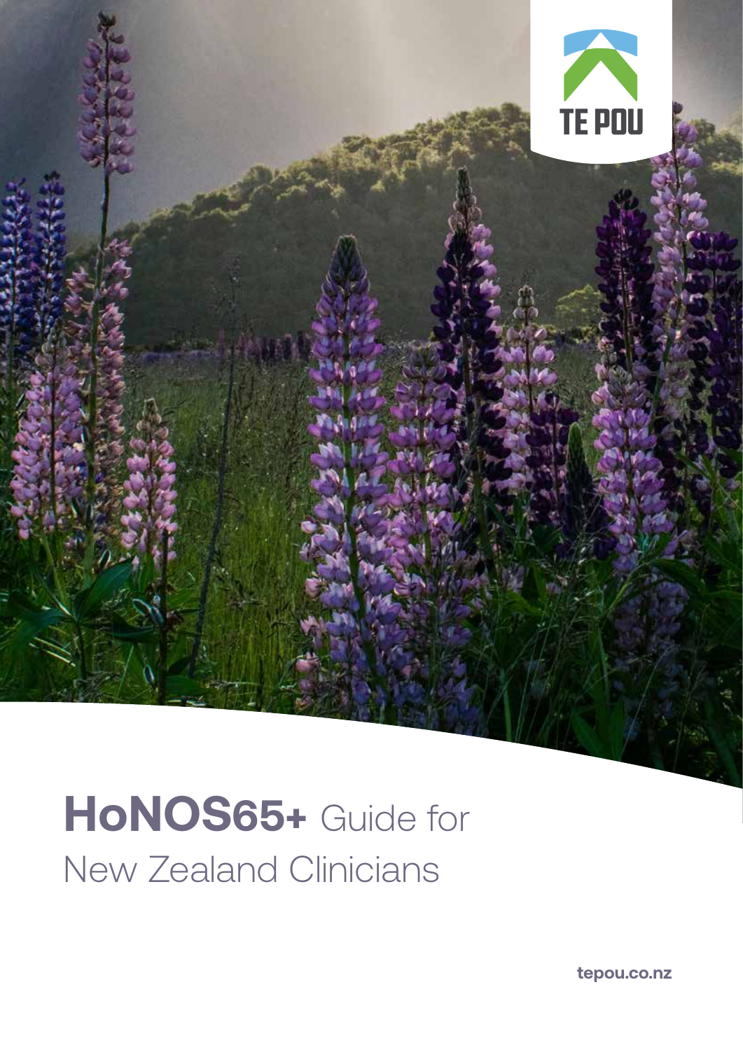TE POU

# HoNOS65+ Guide for New Zealand Clinicians

tepou.co.nz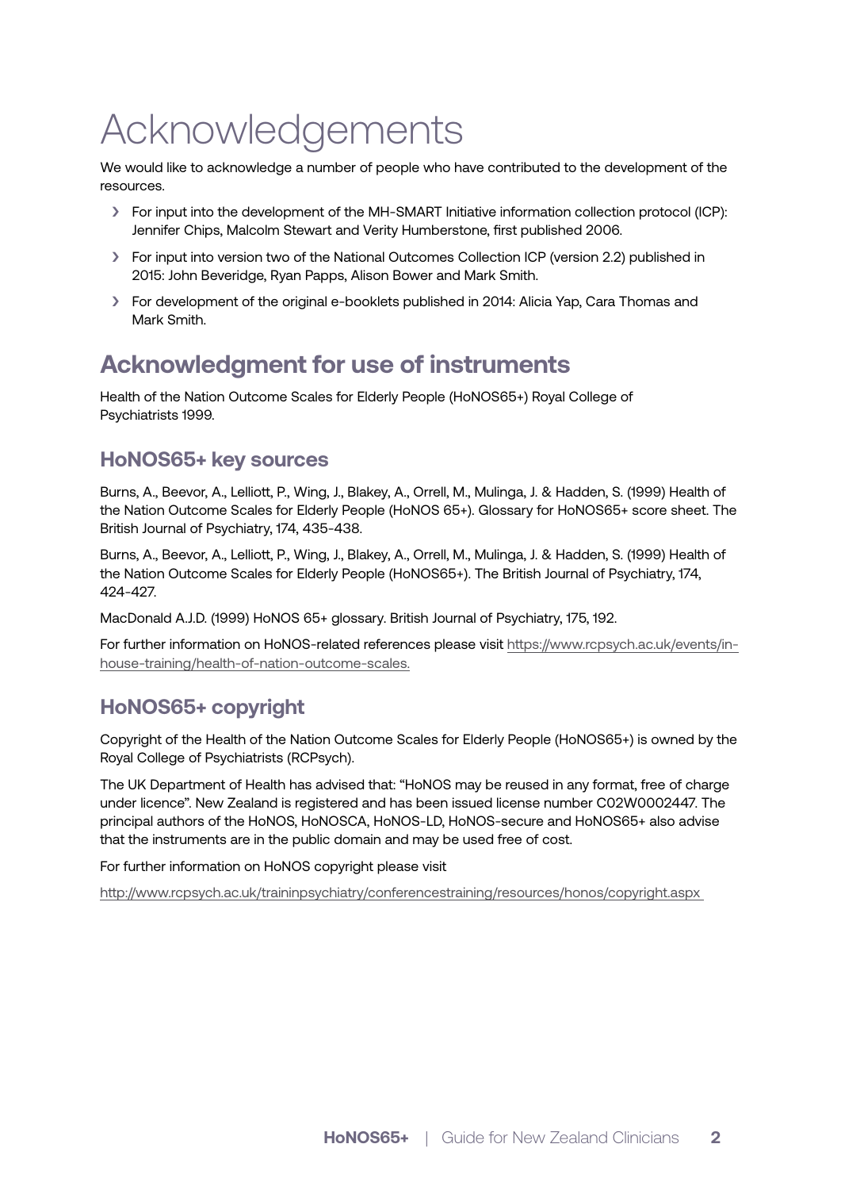# Acknowledgements

We would like to acknowledge a number of people who have contributed to the development of the resources.

- For input into the development of the MH-SMART Initiative information collection protocol (ICP): Jennifer Chips, Malcolm Stewart and Verity Humberstone, first published 2006.
- For input into version two of the National Outcomes Collection ICP (version 2.2) published in 2015: John Beveridge, Ryan Papps, Alison Bower and Mark Smith.
- For development of the original e-booklets published in 2014: Alicia Yap, Cara Thomas and Mark Smith.

## Acknowledgment for use of instruments

Health of the Nation Outcome Scales for Elderly People (HoNOS65+) Royal College of Psychiatrists 1999.

### HoNOS65+ key sources

Burns, A., Beevor, A., Lelliott, P., Wing, J., Blakey, A., Orrell, M., Mulinga, J. & Hadden, S. (1999) Health of the Nation Outcome Scales for Elderly People (HoNOS 65+). Glossary for HoNOS65+ score sheet. The British Journal of Psychiatry, 174, 435-438.

Burns, A., Beevor, A., Lelliott, P., Wing, J., Blakey, A., Orrell, M., Mulinga, J. & Hadden, S. (1999) Health of the Nation Outcome Scales for Elderly People (HoNOS65+). The British Journal of Psychiatry, 174, 424-427.

MacDonald A.J.D. (1999) HoNOS 65+ glossary. British Journal of Psychiatry, 175, 192.

For further information on HoNOS-related references please visit https://www.rcpsych.ac.uk/events/in-house-training/health-of-nation-outcome-scales.

### HoNOS65+ copyright

Copyright of the Health of the Nation Outcome Scales for Elderly People (HoNOS65+) is owned by the Royal College of Psychiatrists (RCPsych).

The UK Department of Health has advised that: "HoNOS may be reused in any format, free of charge under licence". New Zealand is registered and has been issued license number C02W0002447. The principal authors of the HoNOS, HoNOSCA, HoNOS-LD, HoNOS-secure and HoNOS65+ also advise that the instruments are in the public domain and may be used free of cost.

For further information on HoNOS copyright please visit

http://www.rcpsych.ac.uk/traininpsychiatry/conferencestraining/resources/honos/copyright.aspx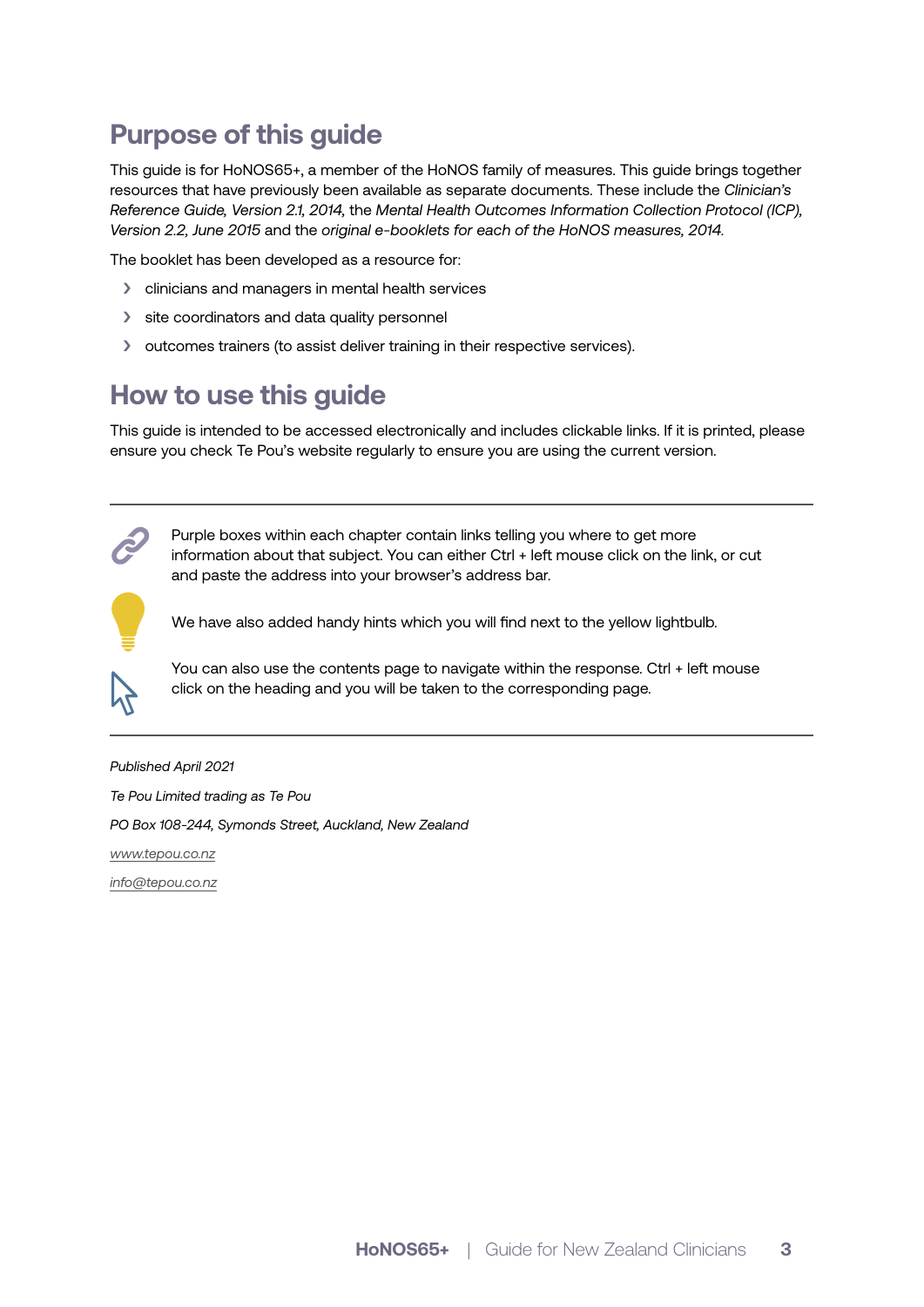## Purpose of this guide

This guide is for HoNOS65+, a member of the HoNOS family of measures. This guide brings together resources that have previously been available as separate documents. These include the *Clinician's Reference Guide, Version 2.1, 2014*, the *Mental Health Outcomes Information Collection Protocol (ICP), Version 2.2, June 2015* and the *original e-booklets for each of the HoNOS measures, 2014*.

The booklet has been developed as a resource for:

- clinicians and managers in mental health services
- site coordinators and data quality personnel
- outcomes trainers (to assist deliver training in their respective services).

## How to use this guide

This guide is intended to be accessed electronically and includes clickable links. If it is printed, please ensure you check Te Pou's website regularly to ensure you are using the current version.

---

Purple boxes within each chapter contain links telling you where to get more information about that subject. You can either Ctrl + left mouse click on the link, or cut and paste the address into your browser's address bar.

We have also added handy hints which you will find next to the yellow lightbulb.

You can also use the contents page to navigate within the response. Ctrl + left mouse click on the heading and you will be taken to the corresponding page.

---

*Published April 2021*

*Te Pou Limited trading as Te Pou*

*PO Box 108-244, Symonds Street, Auckland, New Zealand*

*www.tepou.co.nz*

*info@tepou.co.nz*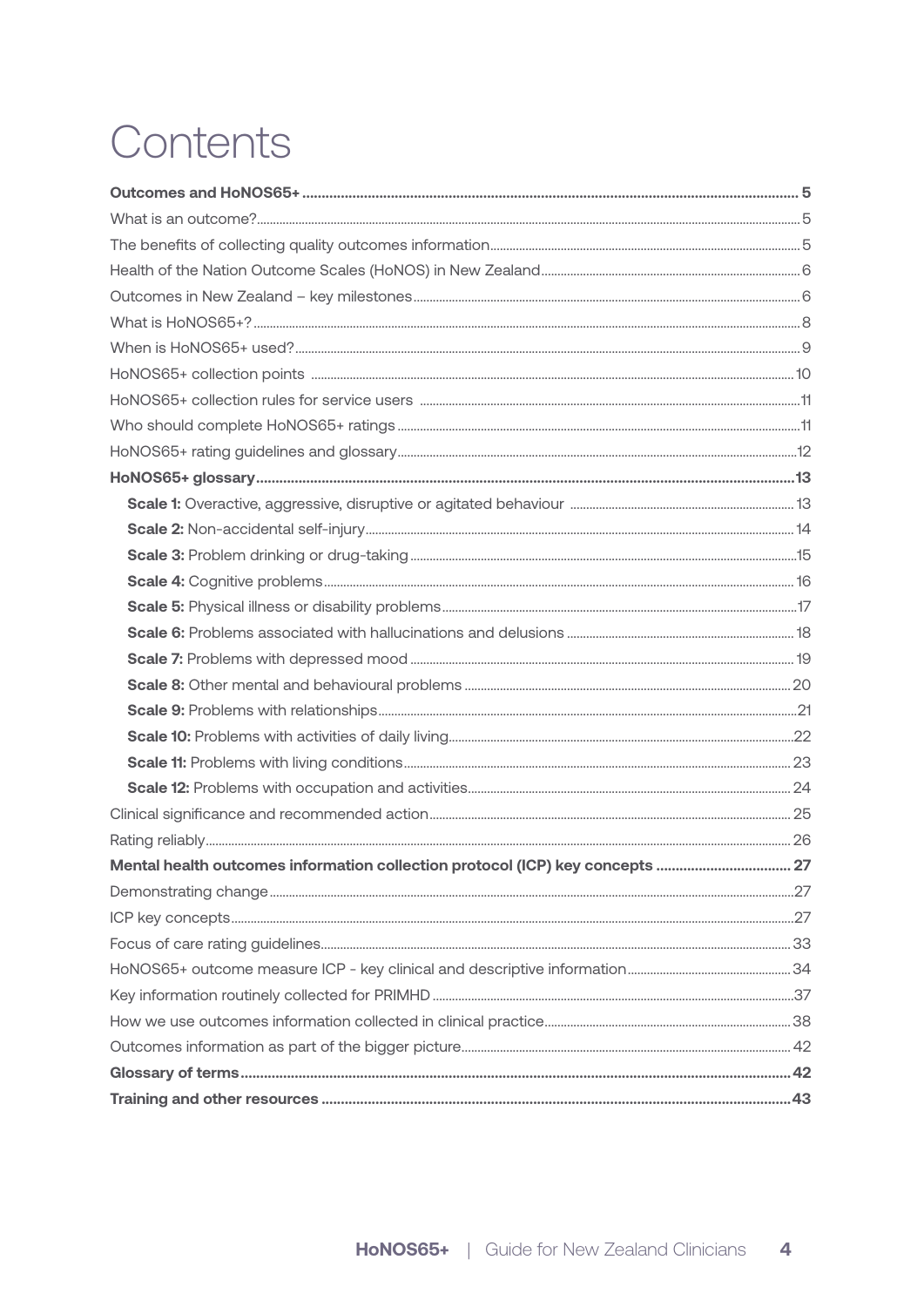# Contents

| | |
|---|---|
| **Outcomes and HoNOS65+** | **5** |
| What is an outcome? | 5 |
| The benefits of collecting quality outcomes information | 5 |
| Health of the Nation Outcome Scales (HoNOS) in New Zealand | 6 |
| Outcomes in New Zealand – key milestones | 6 |
| What is HoNOS65+? | 8 |
| When is HoNOS65+ used? | 9 |
| HoNOS65+ collection points | 10 |
| HoNOS65+ collection rules for service users | 11 |
| Who should complete HoNOS65+ ratings | 11 |
| HoNOS65+ rating guidelines and glossary | 12 |
| **HoNOS65+ glossary** | **13** |
| **Scale 1:** Overactive, aggressive, disruptive or agitated behaviour | 13 |
| **Scale 2:** Non-accidental self-injury | 14 |
| **Scale 3:** Problem drinking or drug-taking | 15 |
| **Scale 4:** Cognitive problems | 16 |
| **Scale 5:** Physical illness or disability problems | 17 |
| **Scale 6:** Problems associated with hallucinations and delusions | 18 |
| **Scale 7:** Problems with depressed mood | 19 |
| **Scale 8:** Other mental and behavioural problems | 20 |
| **Scale 9:** Problems with relationships | 21 |
| **Scale 10:** Problems with activities of daily living | 22 |
| **Scale 11:** Problems with living conditions | 23 |
| **Scale 12:** Problems with occupation and activities | 24 |
| Clinical significance and recommended action | 25 |
| Rating reliably | 26 |
| **Mental health outcomes information collection protocol (ICP) key concepts** | **27** |
| Demonstrating change | 27 |
| ICP key concepts | 27 |
| Focus of care rating guidelines | 33 |
| HoNOS65+ outcome measure ICP - key clinical and descriptive information | 34 |
| Key information routinely collected for PRIMHD | 37 |
| How we use outcomes information collected in clinical practice | 38 |
| Outcomes information as part of the bigger picture | 42 |
| **Glossary of terms** | **42** |
| **Training and other resources** | **43** |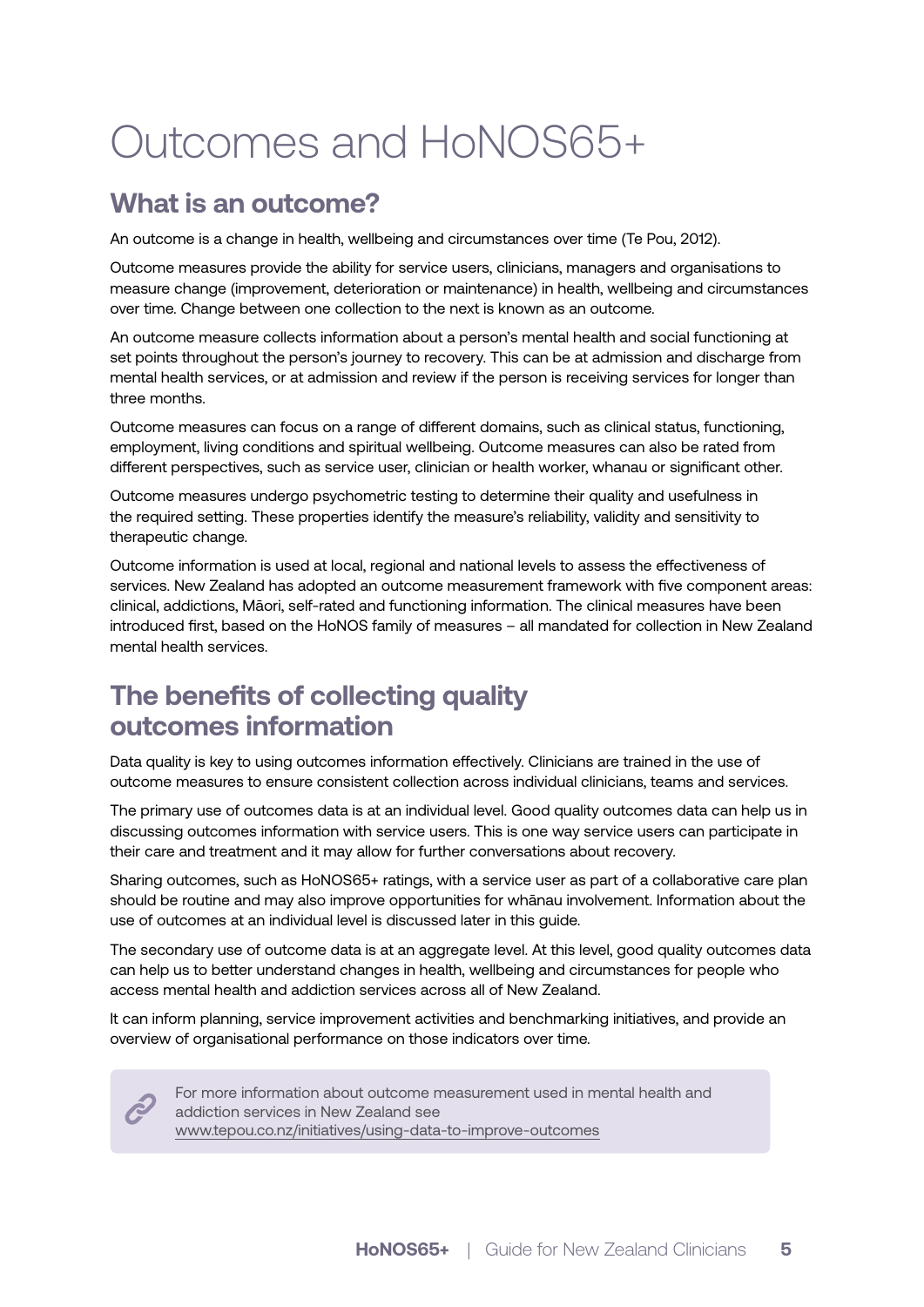# Outcomes and HoNOS65+

## What is an outcome?

An outcome is a change in health, wellbeing and circumstances over time (Te Pou, 2012).

Outcome measures provide the ability for service users, clinicians, managers and organisations to measure change (improvement, deterioration or maintenance) in health, wellbeing and circumstances over time. Change between one collection to the next is known as an outcome.

An outcome measure collects information about a person's mental health and social functioning at set points throughout the person's journey to recovery. This can be at admission and discharge from mental health services, or at admission and review if the person is receiving services for longer than three months.

Outcome measures can focus on a range of different domains, such as clinical status, functioning, employment, living conditions and spiritual wellbeing. Outcome measures can also be rated from different perspectives, such as service user, clinician or health worker, whanau or significant other.

Outcome measures undergo psychometric testing to determine their quality and usefulness in the required setting. These properties identify the measure's reliability, validity and sensitivity to therapeutic change.

Outcome information is used at local, regional and national levels to assess the effectiveness of services. New Zealand has adopted an outcome measurement framework with five component areas: clinical, addictions, Māori, self-rated and functioning information. The clinical measures have been introduced first, based on the HoNOS family of measures – all mandated for collection in New Zealand mental health services.

## The benefits of collecting quality outcomes information

Data quality is key to using outcomes information effectively. Clinicians are trained in the use of outcome measures to ensure consistent collection across individual clinicians, teams and services.

The primary use of outcomes data is at an individual level. Good quality outcomes data can help us in discussing outcomes information with service users. This is one way service users can participate in their care and treatment and it may allow for further conversations about recovery.

Sharing outcomes, such as HoNOS65+ ratings, with a service user as part of a collaborative care plan should be routine and may also improve opportunities for whānau involvement. Information about the use of outcomes at an individual level is discussed later in this guide.

The secondary use of outcome data is at an aggregate level. At this level, good quality outcomes data can help us to better understand changes in health, wellbeing and circumstances for people who access mental health and addiction services across all of New Zealand.

It can inform planning, service improvement activities and benchmarking initiatives, and provide an overview of organisational performance on those indicators over time.

For more information about outcome measurement used in mental health and addiction services in New Zealand see www.tepou.co.nz/initiatives/using-data-to-improve-outcomes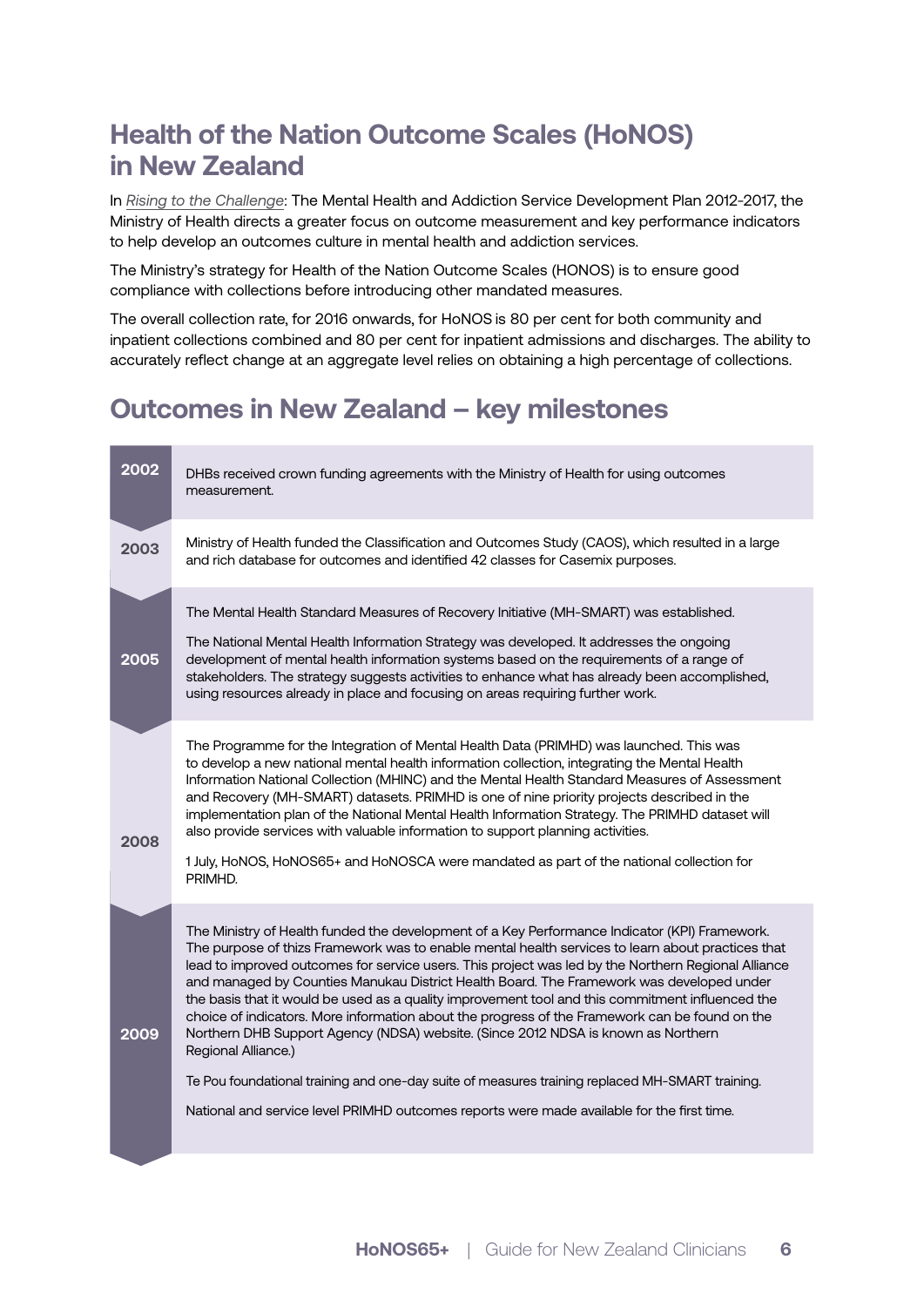## Health of the Nation Outcome Scales (HoNOS) in New Zealand

In *Rising to the Challenge*: The Mental Health and Addiction Service Development Plan 2012-2017, the Ministry of Health directs a greater focus on outcome measurement and key performance indicators to help develop an outcomes culture in mental health and addiction services.

The Ministry's strategy for Health of the Nation Outcome Scales (HONOS) is to ensure good compliance with collections before introducing other mandated measures.

The overall collection rate, for 2016 onwards, for HoNOS is 80 per cent for both community and inpatient collections combined and 80 per cent for inpatient admissions and discharges. The ability to accurately reflect change at an aggregate level relies on obtaining a high percentage of collections.

## Outcomes in New Zealand – key milestones

| Year | Milestone |
| --- | --- |
| 2002 | DHBs received crown funding agreements with the Ministry of Health for using outcomes measurement. |
| 2003 | Ministry of Health funded the Classification and Outcomes Study (CAOS), which resulted in a large and rich database for outcomes and identified 42 classes for Casemix purposes. |
| 2005 | The Mental Health Standard Measures of Recovery Initiative (MH-SMART) was established.<br><br>The National Mental Health Information Strategy was developed. It addresses the ongoing development of mental health information systems based on the requirements of a range of stakeholders. The strategy suggests activities to enhance what has already been accomplished, using resources already in place and focusing on areas requiring further work. |
| 2008 | The Programme for the Integration of Mental Health Data (PRIMHD) was launched. This was to develop a new national mental health information collection, integrating the Mental Health Information National Collection (MHINC) and the Mental Health Standard Measures of Assessment and Recovery (MH-SMART) datasets. PRIMHD is one of nine priority projects described in the implementation plan of the National Mental Health Information Strategy. The PRIMHD dataset will also provide services with valuable information to support planning activities.<br><br>1 July, HoNOS, HoNOS65+ and HoNOSCA were mandated as part of the national collection for PRIMHD. |
| 2009 | The Ministry of Health funded the development of a Key Performance Indicator (KPI) Framework. The purpose of thizs Framework was to enable mental health services to learn about practices that lead to improved outcomes for service users. This project was led by the Northern Regional Alliance and managed by Counties Manukau District Health Board. The Framework was developed under the basis that it would be used as a quality improvement tool and this commitment influenced the choice of indicators. More information about the progress of the Framework can be found on the Northern DHB Support Agency (NDSA) website. (Since 2012 NDSA is known as Northern Regional Alliance.)<br><br>Te Pou foundational training and one-day suite of measures training replaced MH-SMART training.<br><br>National and service level PRIMHD outcomes reports were made available for the first time. |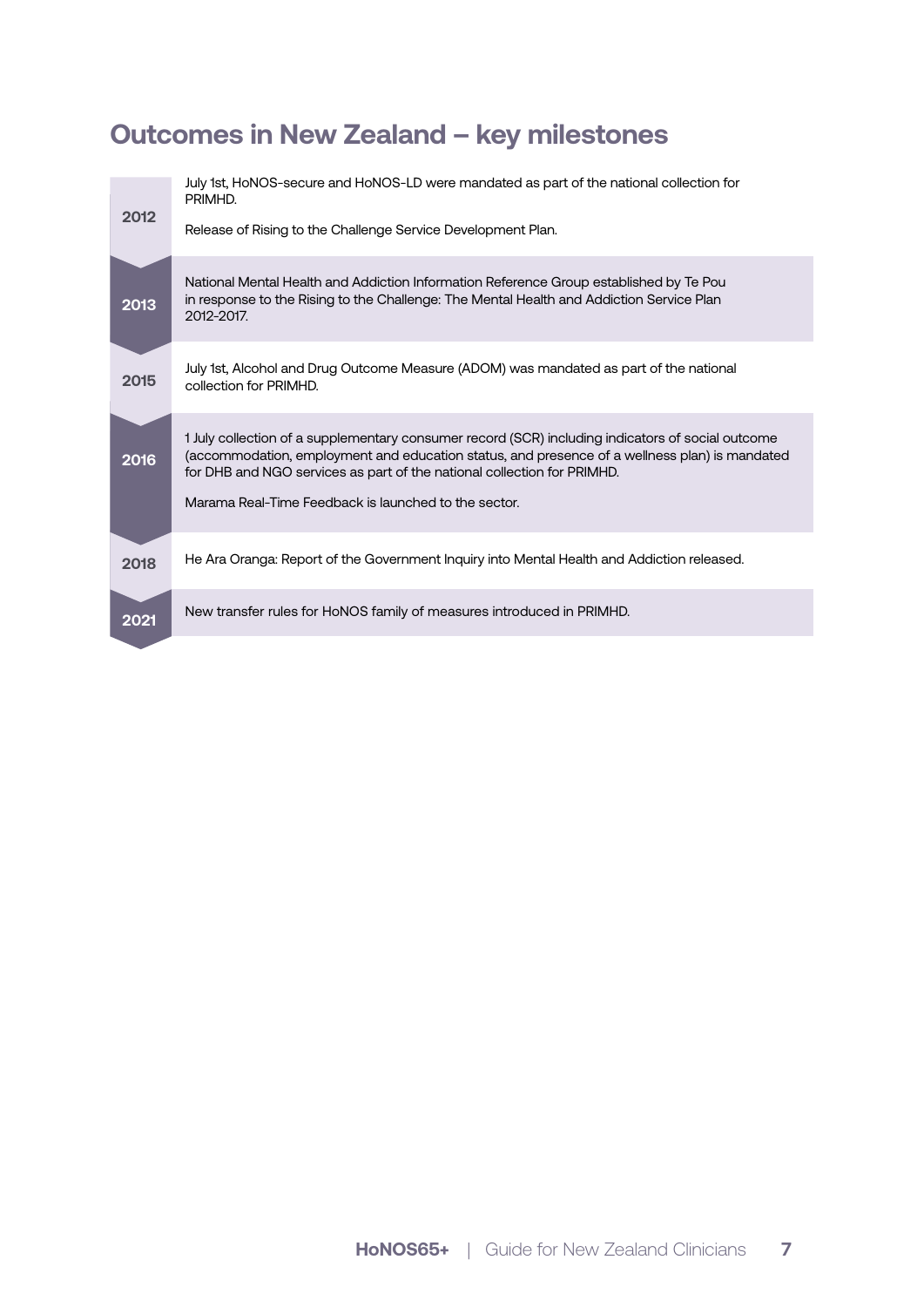## Outcomes in New Zealand – key milestones

| Year | Milestone |
| --- | --- |
| 2012 | July 1st, HoNOS-secure and HoNOS-LD were mandated as part of the national collection for PRIMHD.<br><br>Release of Rising to the Challenge Service Development Plan. |
| 2013 | National Mental Health and Addiction Information Reference Group established by Te Pou in response to the Rising to the Challenge: The Mental Health and Addiction Service Plan 2012-2017. |
| 2015 | July 1st, Alcohol and Drug Outcome Measure (ADOM) was mandated as part of the national collection for PRIMHD. |
| 2016 | 1 July collection of a supplementary consumer record (SCR) including indicators of social outcome (accommodation, employment and education status, and presence of a wellness plan) is mandated for DHB and NGO services as part of the national collection for PRIMHD.<br><br>Marama Real-Time Feedback is launched to the sector. |
| 2018 | He Ara Oranga: Report of the Government Inquiry into Mental Health and Addiction released. |
| 2021 | New transfer rules for HoNOS family of measures introduced in PRIMHD. |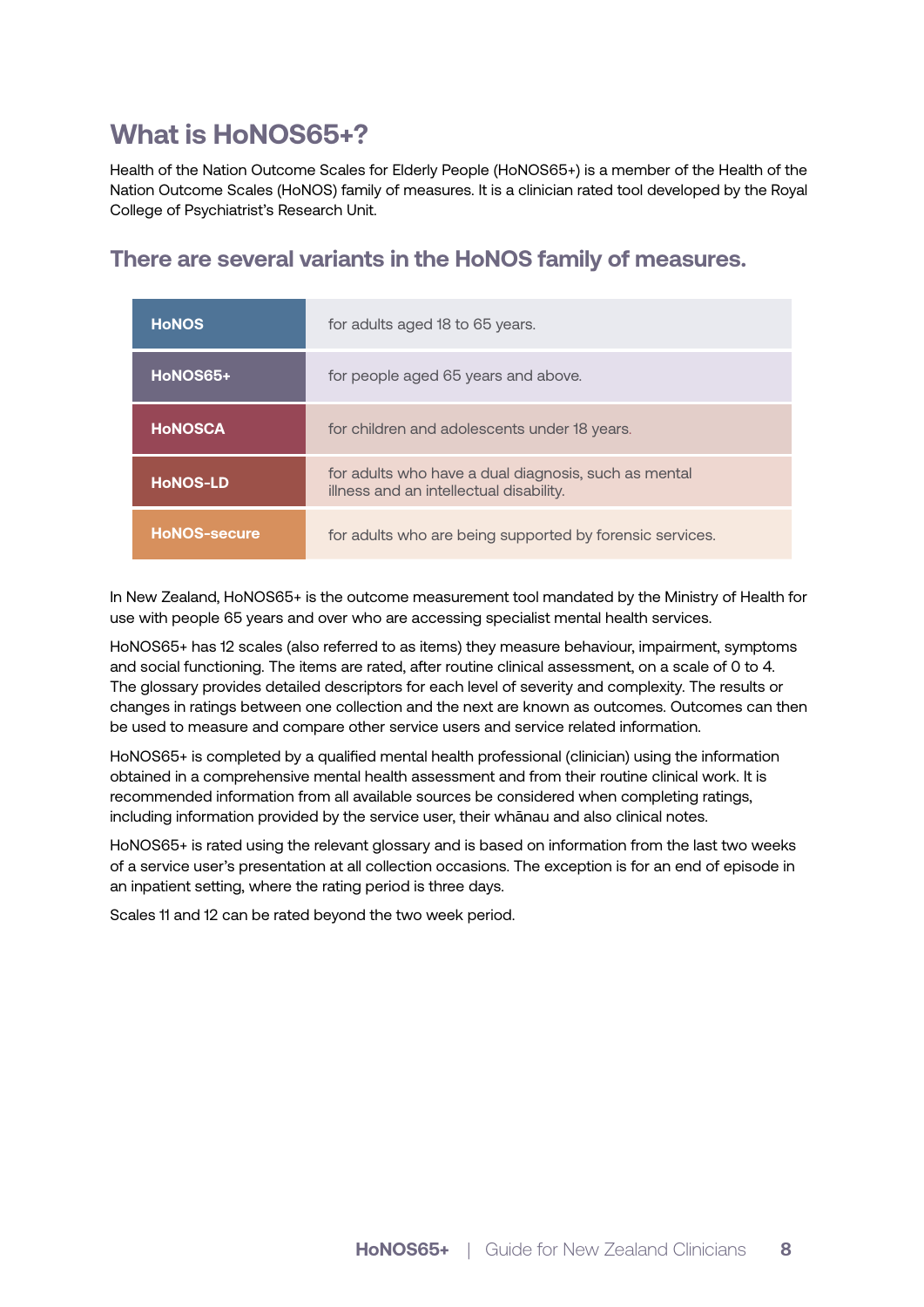## What is HoNOS65+?

Health of the Nation Outcome Scales for Elderly People (HoNOS65+) is a member of the Health of the Nation Outcome Scales (HoNOS) family of measures. It is a clinician rated tool developed by the Royal College of Psychiatrist's Research Unit.

### There are several variants in the HoNOS family of measures.

| | |
|---|---|
| **HoNOS** | for adults aged 18 to 65 years. |
| **HoNOS65+** | for people aged 65 years and above. |
| **HoNOSCA** | for children and adolescents under 18 years. |
| **HoNOS-LD** | for adults who have a dual diagnosis, such as mental illness and an intellectual disability. |
| **HoNOS-secure** | for adults who are being supported by forensic services. |

In New Zealand, HoNOS65+ is the outcome measurement tool mandated by the Ministry of Health for use with people 65 years and over who are accessing specialist mental health services.

HoNOS65+ has 12 scales (also referred to as items) they measure behaviour, impairment, symptoms and social functioning. The items are rated, after routine clinical assessment, on a scale of 0 to 4. The glossary provides detailed descriptors for each level of severity and complexity. The results or changes in ratings between one collection and the next are known as outcomes. Outcomes can then be used to measure and compare other service users and service related information.

HoNOS65+ is completed by a qualified mental health professional (clinician) using the information obtained in a comprehensive mental health assessment and from their routine clinical work. It is recommended information from all available sources be considered when completing ratings, including information provided by the service user, their whānau and also clinical notes.

HoNOS65+ is rated using the relevant glossary and is based on information from the last two weeks of a service user's presentation at all collection occasions. The exception is for an end of episode in an inpatient setting, where the rating period is three days.

Scales 11 and 12 can be rated beyond the two week period.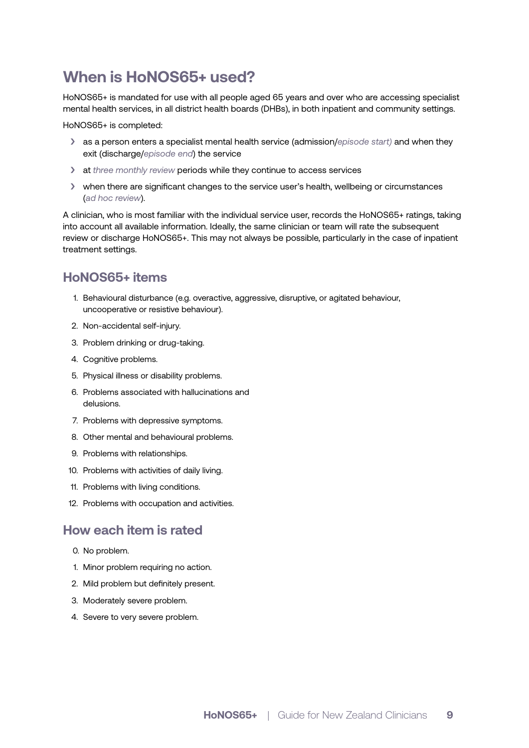# When is HoNOS65+ used?

HoNOS65+ is mandated for use with all people aged 65 years and over who are accessing specialist mental health services, in all district health boards (DHBs), in both inpatient and community settings.

HoNOS65+ is completed:

- as a person enters a specialist mental health service (admission/*episode start)* and when they exit (discharge/*episode end*) the service
- at *three monthly review* periods while they continue to access services
- when there are significant changes to the service user's health, wellbeing or circumstances (*ad hoc review*).

A clinician, who is most familiar with the individual service user, records the HoNOS65+ ratings, taking into account all available information. Ideally, the same clinician or team will rate the subsequent review or discharge HoNOS65+. This may not always be possible, particularly in the case of inpatient treatment settings.

## HoNOS65+ items

1. Behavioural disturbance (e.g. overactive, aggressive, disruptive, or agitated behaviour, uncooperative or resistive behaviour).
2. Non-accidental self-injury.
3. Problem drinking or drug-taking.
4. Cognitive problems.
5. Physical illness or disability problems.
6. Problems associated with hallucinations and delusions.
7. Problems with depressive symptoms.
8. Other mental and behavioural problems.
9. Problems with relationships.
10. Problems with activities of daily living.
11. Problems with living conditions.
12. Problems with occupation and activities.

## How each item is rated

0. No problem.
1. Minor problem requiring no action.
2. Mild problem but definitely present.
3. Moderately severe problem.
4. Severe to very severe problem.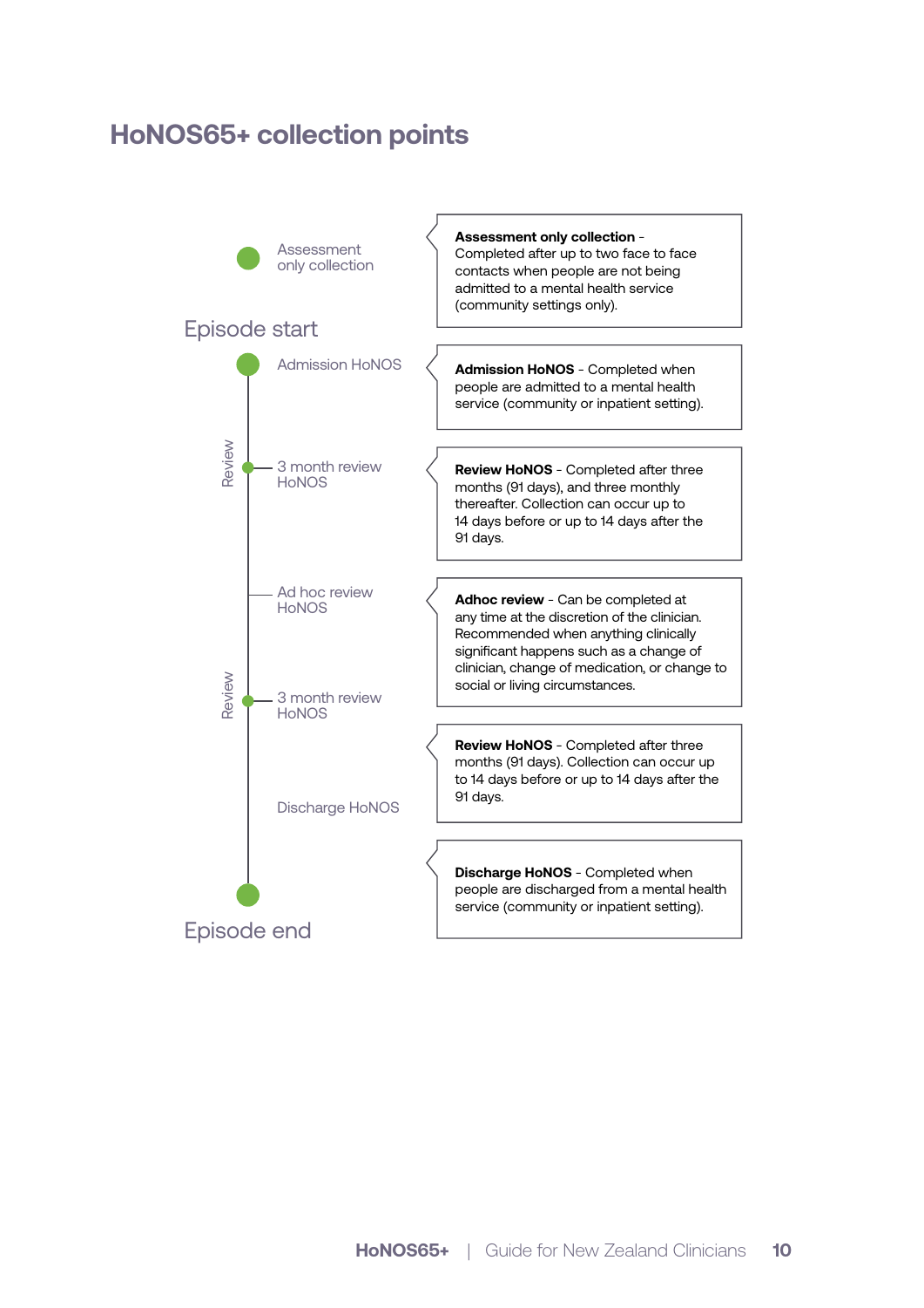# HoNOS65+ collection points

Assessment only collection

Episode start

Admission HoNOS

Review

3 month review HoNOS

Ad hoc review HoNOS

Review

3 month review HoNOS

Discharge HoNOS

Episode end

**Assessment only collection** - Completed after up to two face to face contacts when people are not being admitted to a mental health service (community settings only).

**Admission HoNOS** - Completed when people are admitted to a mental health service (community or inpatient setting).

**Review HoNOS** - Completed after three months (91 days), and three monthly thereafter. Collection can occur up to 14 days before or up to 14 days after the 91 days.

**Adhoc review** - Can be completed at any time at the discretion of the clinician. Recommended when anything clinically significant happens such as a change of clinician, change of medication, or change to social or living circumstances.

**Review HoNOS** - Completed after three months (91 days). Collection can occur up to 14 days before or up to 14 days after the 91 days.

**Discharge HoNOS** - Completed when people are discharged from a mental health service (community or inpatient setting).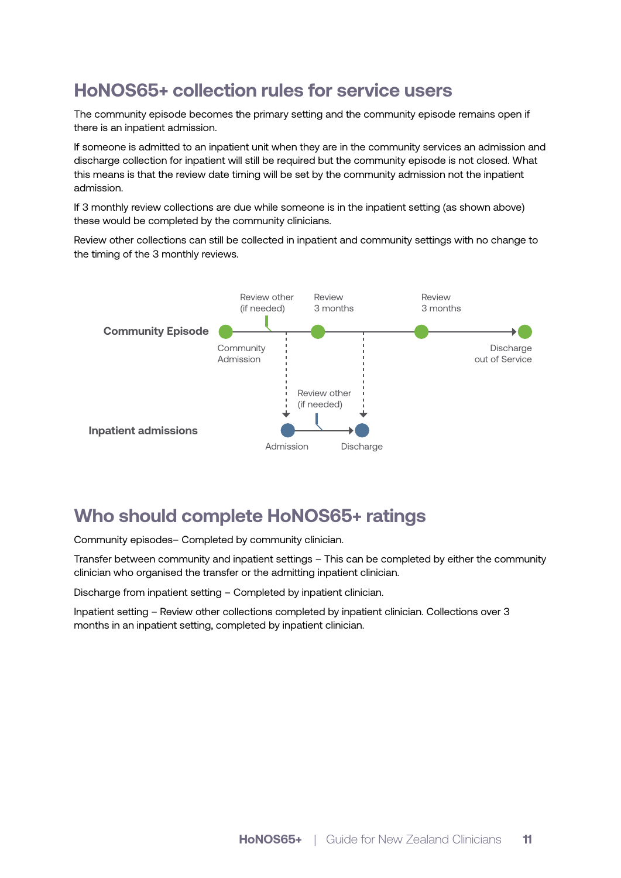## HoNOS65+ collection rules for service users

The community episode becomes the primary setting and the community episode remains open if there is an inpatient admission.

If someone is admitted to an inpatient unit when they are in the community services an admission and discharge collection for inpatient will still be required but the community episode is not closed. What this means is that the review date timing will be set by the community admission not the inpatient admission.

If 3 monthly review collections are due while someone is in the inpatient setting (as shown above) these would be completed by the community clinicians.

Review other collections can still be collected in inpatient and community settings with no change to the timing of the 3 monthly reviews.

Community Episode

Review other (if needed)

Review 3 months

Review 3 months

Community Admission

Discharge out of Service

Inpatient admissions

Review other (if needed)

Admission

Discharge

## Who should complete HoNOS65+ ratings

Community episodes– Completed by community clinician.

Transfer between community and inpatient settings – This can be completed by either the community clinician who organised the transfer or the admitting inpatient clinician.

Discharge from inpatient setting – Completed by inpatient clinician.

Inpatient setting – Review other collections completed by inpatient clinician. Collections over 3 months in an inpatient setting, completed by inpatient clinician.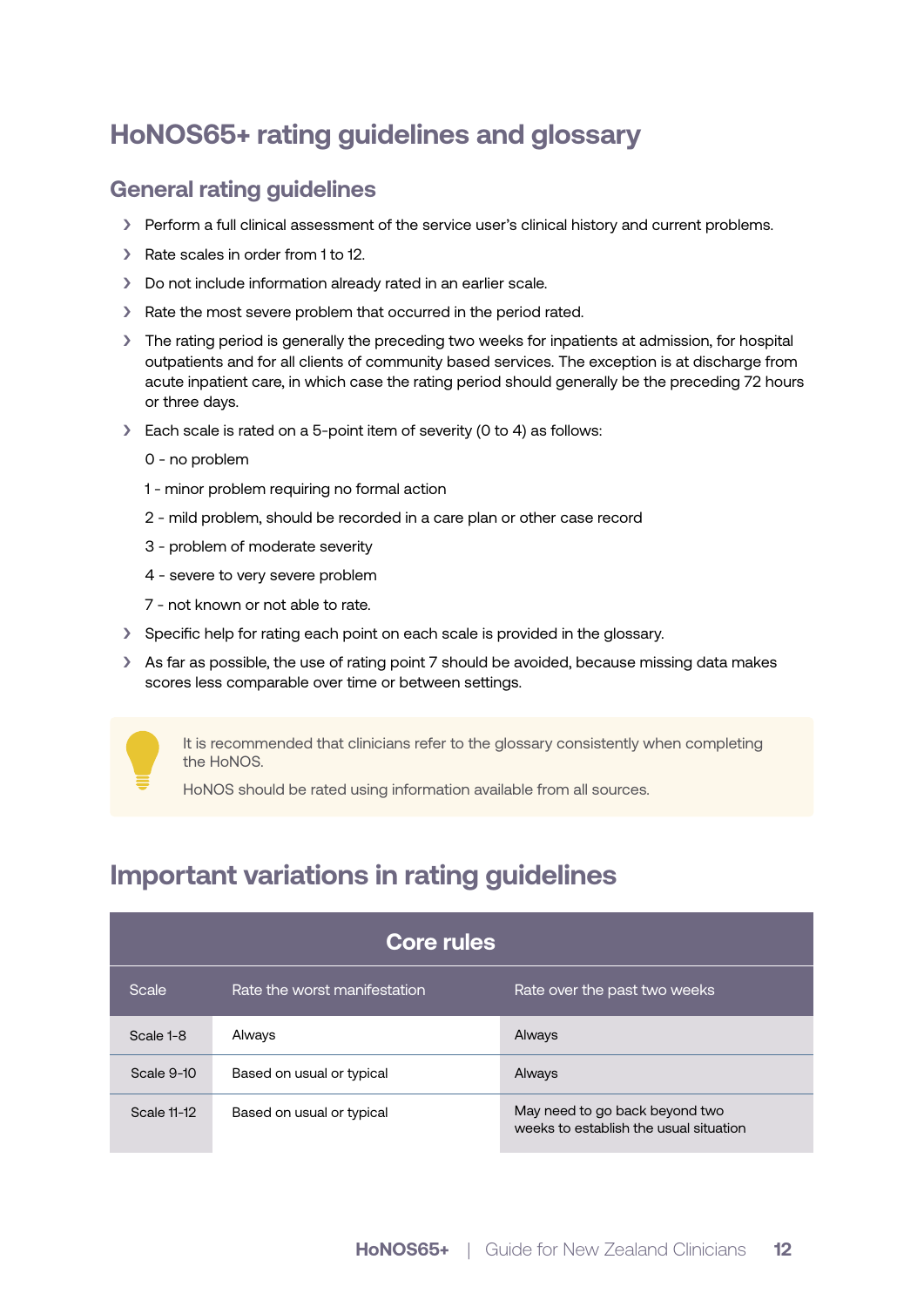# HoNOS65+ rating guidelines and glossary

## General rating guidelines

- Perform a full clinical assessment of the service user's clinical history and current problems.
- Rate scales in order from 1 to 12.
- Do not include information already rated in an earlier scale.
- Rate the most severe problem that occurred in the period rated.
- The rating period is generally the preceding two weeks for inpatients at admission, for hospital outpatients and for all clients of community based services. The exception is at discharge from acute inpatient care, in which case the rating period should generally be the preceding 72 hours or three days.
- Each scale is rated on a 5-point item of severity (0 to 4) as follows:

  0 - no problem

  1 - minor problem requiring no formal action

  2 - mild problem, should be recorded in a care plan or other case record

  3 - problem of moderate severity

  4 - severe to very severe problem

  7 - not known or not able to rate.
- Specific help for rating each point on each scale is provided in the glossary.
- As far as possible, the use of rating point 7 should be avoided, because missing data makes scores less comparable over time or between settings.

It is recommended that clinicians refer to the glossary consistently when completing the HoNOS.

HoNOS should be rated using information available from all sources.

# Important variations in rating guidelines

| Core rules | | |
|---|---|---|
| Scale | Rate the worst manifestation | Rate over the past two weeks |
| Scale 1-8 | Always | Always |
| Scale 9-10 | Based on usual or typical | Always |
| Scale 11-12 | Based on usual or typical | May need to go back beyond two weeks to establish the usual situation |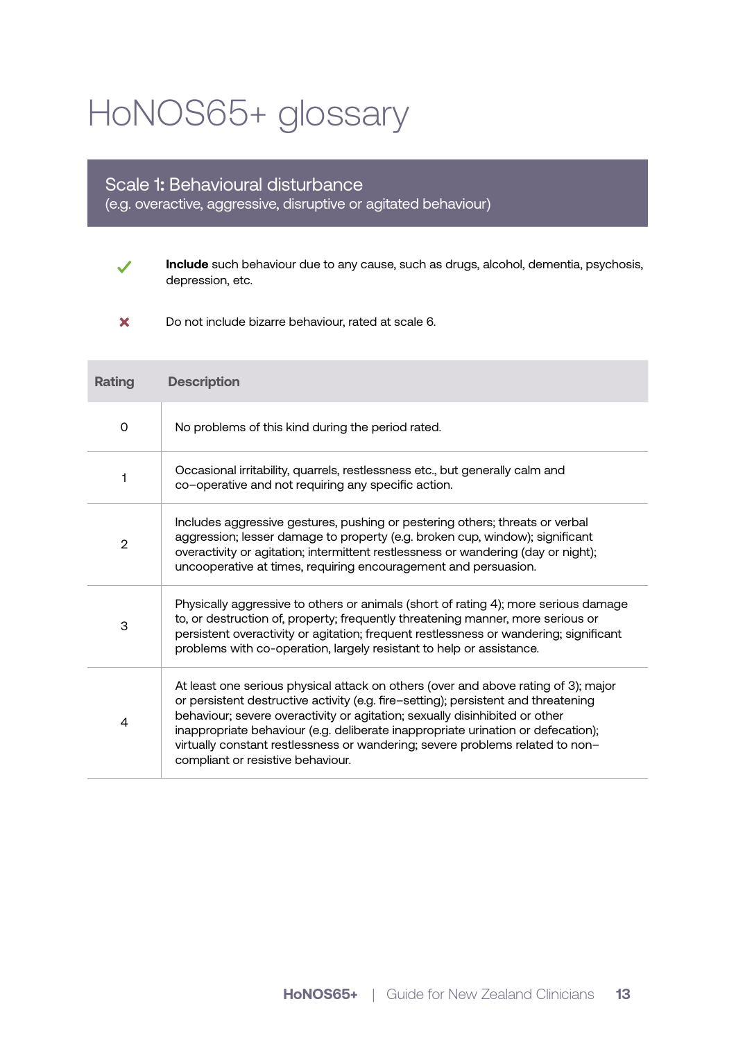# HoNOS65+ glossary

## Scale 1: Behavioural disturbance

(e.g. overactive, aggressive, disruptive or agitated behaviour)

✓ **Include** such behaviour due to any cause, such as drugs, alcohol, dementia, psychosis, depression, etc.

✗ Do not include bizarre behaviour, rated at scale 6.

| Rating | Description |
|---|---|
| 0 | No problems of this kind during the period rated. |
| 1 | Occasional irritability, quarrels, restlessness etc., but generally calm and co–operative and not requiring any specific action. |
| 2 | Includes aggressive gestures, pushing or pestering others; threats or verbal aggression; lesser damage to property (e.g. broken cup, window); significant overactivity or agitation; intermittent restlessness or wandering (day or night); uncooperative at times, requiring encouragement and persuasion. |
| 3 | Physically aggressive to others or animals (short of rating 4); more serious damage to, or destruction of, property; frequently threatening manner, more serious or persistent overactivity or agitation; frequent restlessness or wandering; significant problems with co-operation, largely resistant to help or assistance. |
| 4 | At least one serious physical attack on others (over and above rating of 3); major or persistent destructive activity (e.g. fire–setting); persistent and threatening behaviour; severe overactivity or agitation; sexually disinhibited or other inappropriate behaviour (e.g. deliberate inappropriate urination or defecation); virtually constant restlessness or wandering; severe problems related to non–compliant or resistive behaviour. |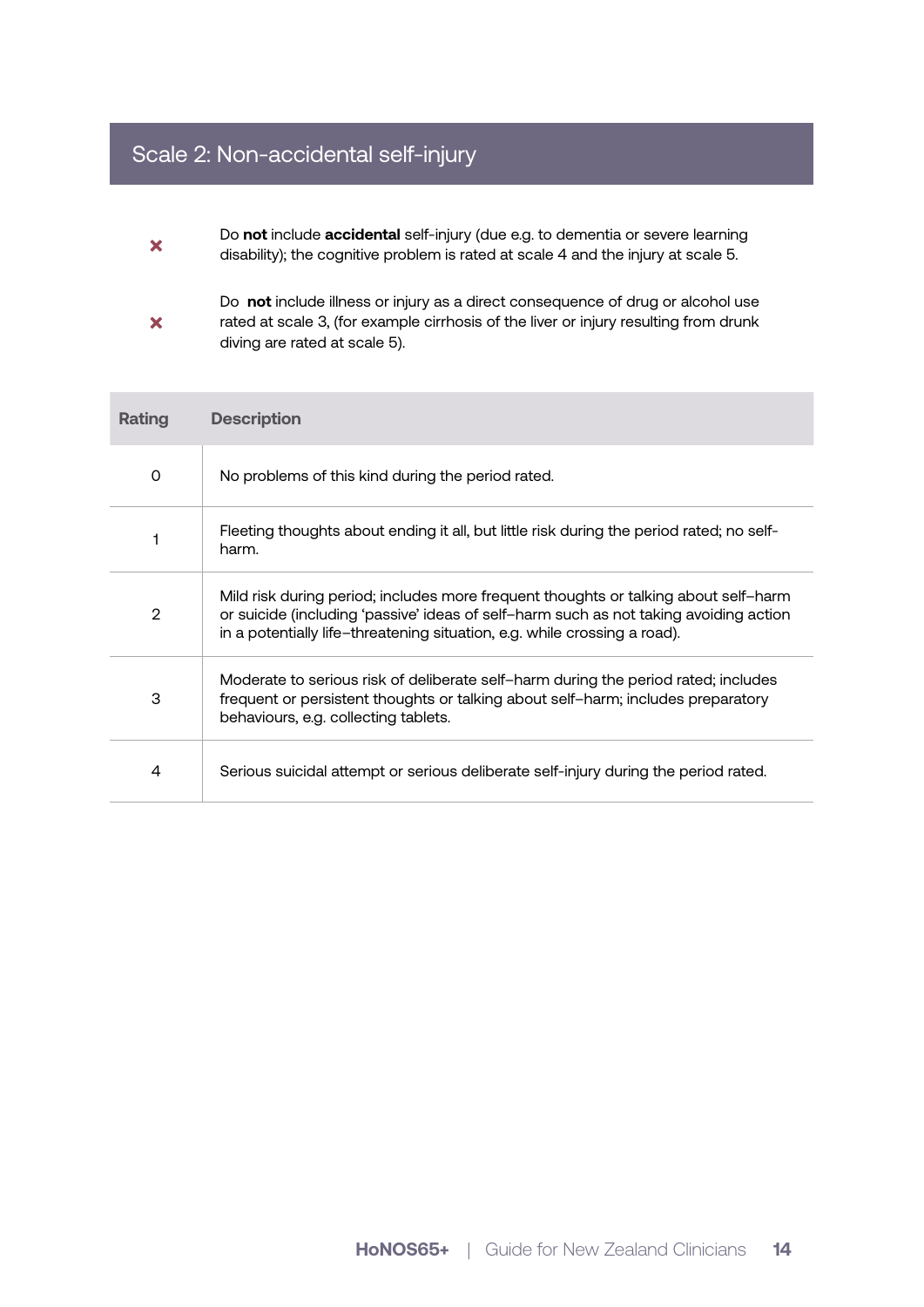## Scale 2: Non-accidental self-injury

- ✖ Do **not** include **accidental** self-injury (due e.g. to dementia or severe learning disability); the cognitive problem is rated at scale 4 and the injury at scale 5.
- ✖ Do **not** include illness or injury as a direct consequence of drug or alcohol use rated at scale 3, (for example cirrhosis of the liver or injury resulting from drunk diving are rated at scale 5).

| Rating | Description |
| --- | --- |
| 0 | No problems of this kind during the period rated. |
| 1 | Fleeting thoughts about ending it all, but little risk during the period rated; no self-harm. |
| 2 | Mild risk during period; includes more frequent thoughts or talking about self–harm or suicide (including 'passive' ideas of self–harm such as not taking avoiding action in a potentially life–threatening situation, e.g. while crossing a road). |
| 3 | Moderate to serious risk of deliberate self–harm during the period rated; includes frequent or persistent thoughts or talking about self–harm; includes preparatory behaviours, e.g. collecting tablets. |
| 4 | Serious suicidal attempt or serious deliberate self-injury during the period rated. |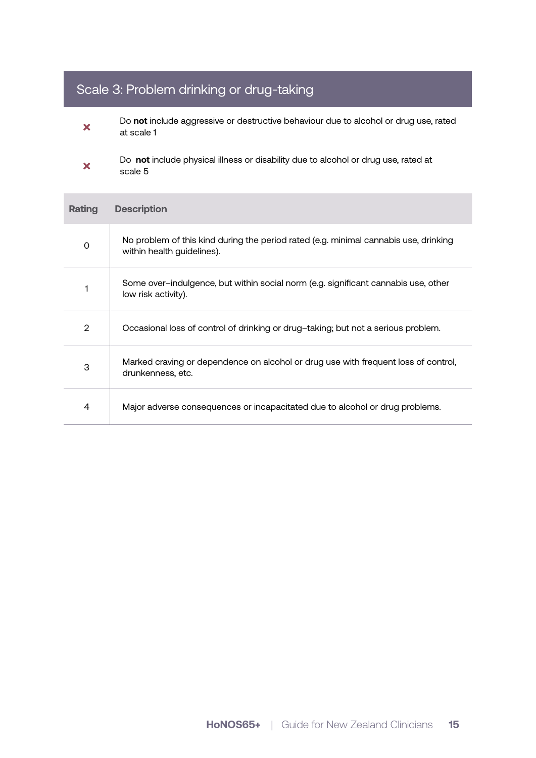## Scale 3: Problem drinking or drug-taking

- ✘ Do **not** include aggressive or destructive behaviour due to alcohol or drug use, rated at scale 1
- ✘ Do **not** include physical illness or disability due to alcohol or drug use, rated at scale 5

| Rating | Description |
|---|---|
| 0 | No problem of this kind during the period rated (e.g. minimal cannabis use, drinking within health guidelines). |
| 1 | Some over–indulgence, but within social norm (e.g. significant cannabis use, other low risk activity). |
| 2 | Occasional loss of control of drinking or drug–taking; but not a serious problem. |
| 3 | Marked craving or dependence on alcohol or drug use with frequent loss of control, drunkenness, etc. |
| 4 | Major adverse consequences or incapacitated due to alcohol or drug problems. |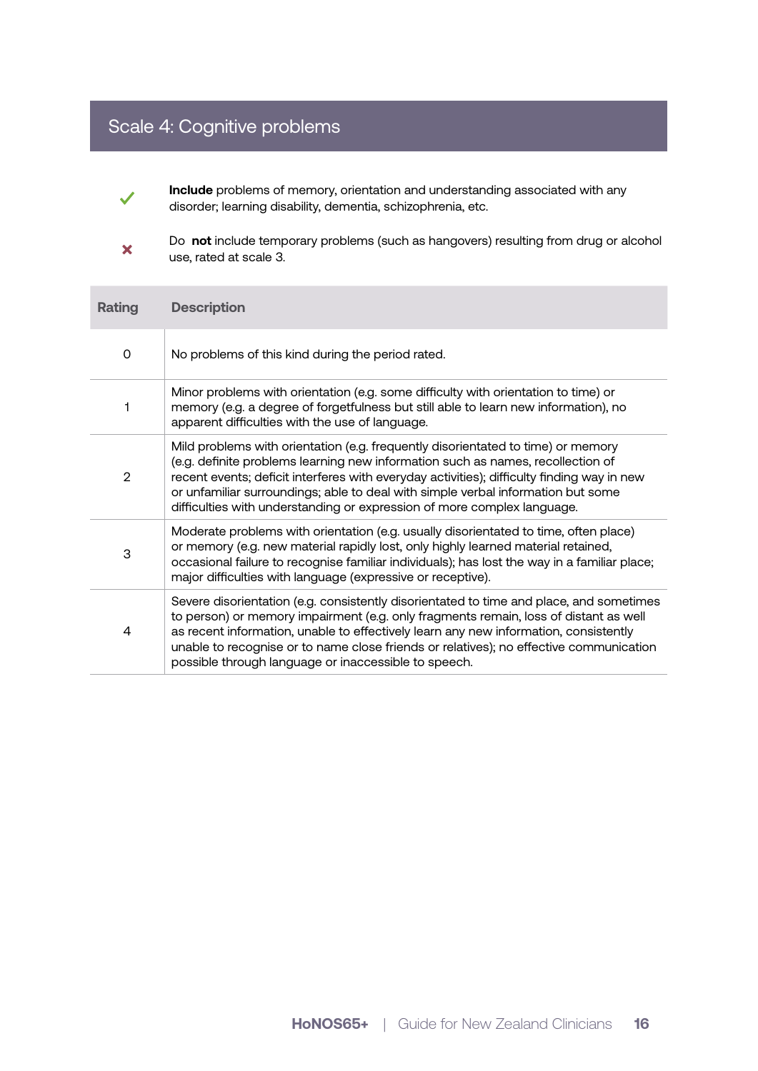## Scale 4: Cognitive problems

✓ **Include** problems of memory, orientation and understanding associated with any disorder; learning disability, dementia, schizophrenia, etc.

✗ Do **not** include temporary problems (such as hangovers) resulting from drug or alcohol use, rated at scale 3.

| Rating | Description |
|---|---|
| 0 | No problems of this kind during the period rated. |
| 1 | Minor problems with orientation (e.g. some difficulty with orientation to time) or memory (e.g. a degree of forgetfulness but still able to learn new information), no apparent difficulties with the use of language. |
| 2 | Mild problems with orientation (e.g. frequently disorientated to time) or memory (e.g. definite problems learning new information such as names, recollection of recent events; deficit interferes with everyday activities); difficulty finding way in new or unfamiliar surroundings; able to deal with simple verbal information but some difficulties with understanding or expression of more complex language. |
| 3 | Moderate problems with orientation (e.g. usually disorientated to time, often place) or memory (e.g. new material rapidly lost, only highly learned material retained, occasional failure to recognise familiar individuals); has lost the way in a familiar place; major difficulties with language (expressive or receptive). |
| 4 | Severe disorientation (e.g. consistently disorientated to time and place, and sometimes to person) or memory impairment (e.g. only fragments remain, loss of distant as well as recent information, unable to effectively learn any new information, consistently unable to recognise or to name close friends or relatives); no effective communication possible through language or inaccessible to speech. |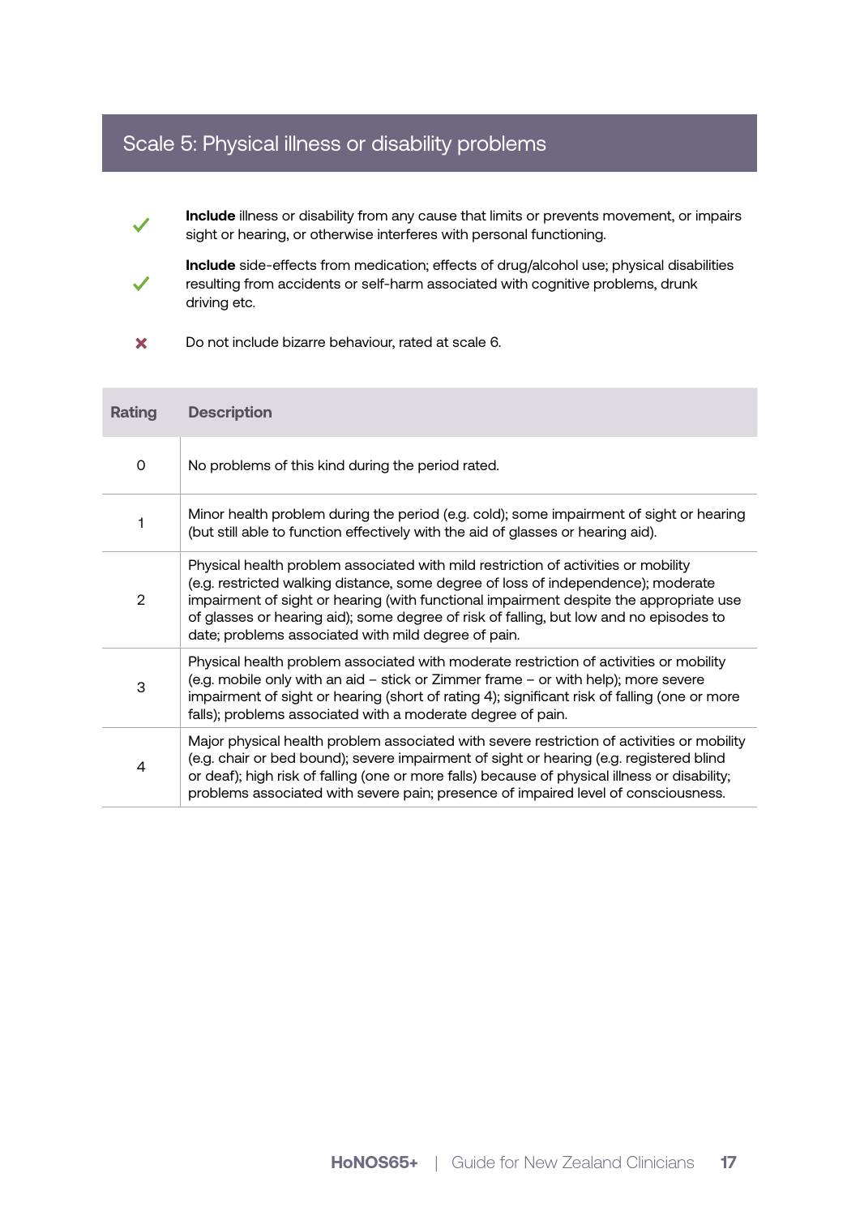## Scale 5: Physical illness or disability problems

- ✓ **Include** illness or disability from any cause that limits or prevents movement, or impairs sight or hearing, or otherwise interferes with personal functioning.
- ✓ **Include** side-effects from medication; effects of drug/alcohol use; physical disabilities resulting from accidents or self-harm associated with cognitive problems, drunk driving etc.
- ✗ Do not include bizarre behaviour, rated at scale 6.

| Rating | Description |
| --- | --- |
| 0 | No problems of this kind during the period rated. |
| 1 | Minor health problem during the period (e.g. cold); some impairment of sight or hearing (but still able to function effectively with the aid of glasses or hearing aid). |
| 2 | Physical health problem associated with mild restriction of activities or mobility (e.g. restricted walking distance, some degree of loss of independence); moderate impairment of sight or hearing (with functional impairment despite the appropriate use of glasses or hearing aid); some degree of risk of falling, but low and no episodes to date; problems associated with mild degree of pain. |
| 3 | Physical health problem associated with moderate restriction of activities or mobility (e.g. mobile only with an aid – stick or Zimmer frame – or with help); more severe impairment of sight or hearing (short of rating 4); significant risk of falling (one or more falls); problems associated with a moderate degree of pain. |
| 4 | Major physical health problem associated with severe restriction of activities or mobility (e.g. chair or bed bound); severe impairment of sight or hearing (e.g. registered blind or deaf); high risk of falling (one or more falls) because of physical illness or disability; problems associated with severe pain; presence of impaired level of consciousness. |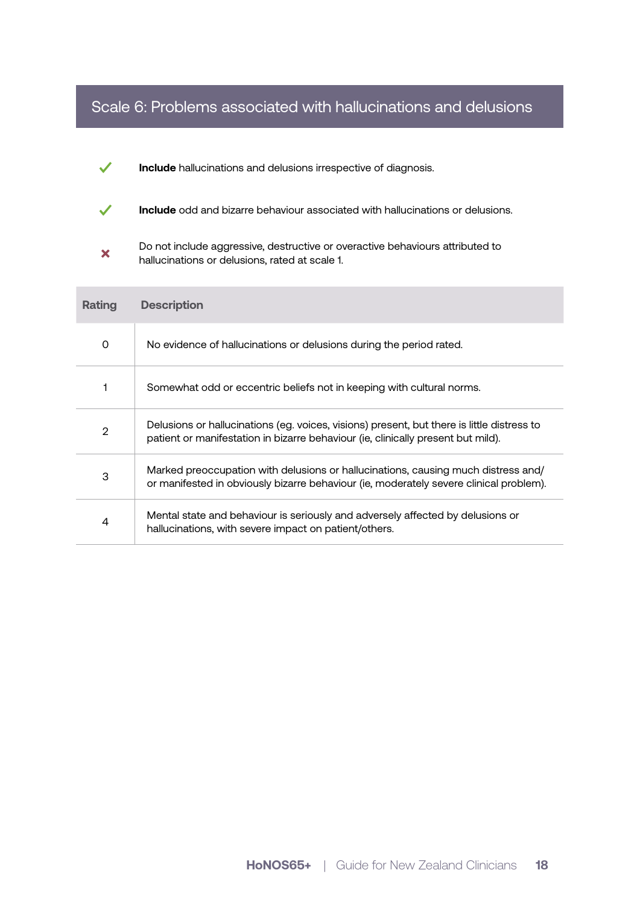## Scale 6: Problems associated with hallucinations and delusions

- ✓ **Include** hallucinations and delusions irrespective of diagnosis.
- ✓ **Include** odd and bizarre behaviour associated with hallucinations or delusions.
- ✗ Do not include aggressive, destructive or overactive behaviours attributed to hallucinations or delusions, rated at scale 1.

| Rating | Description |
|---|---|
| 0 | No evidence of hallucinations or delusions during the period rated. |
| 1 | Somewhat odd or eccentric beliefs not in keeping with cultural norms. |
| 2 | Delusions or hallucinations (eg. voices, visions) present, but there is little distress to patient or manifestation in bizarre behaviour (ie, clinically present but mild). |
| 3 | Marked preoccupation with delusions or hallucinations, causing much distress and/or manifested in obviously bizarre behaviour (ie, moderately severe clinical problem). |
| 4 | Mental state and behaviour is seriously and adversely affected by delusions or hallucinations, with severe impact on patient/others. |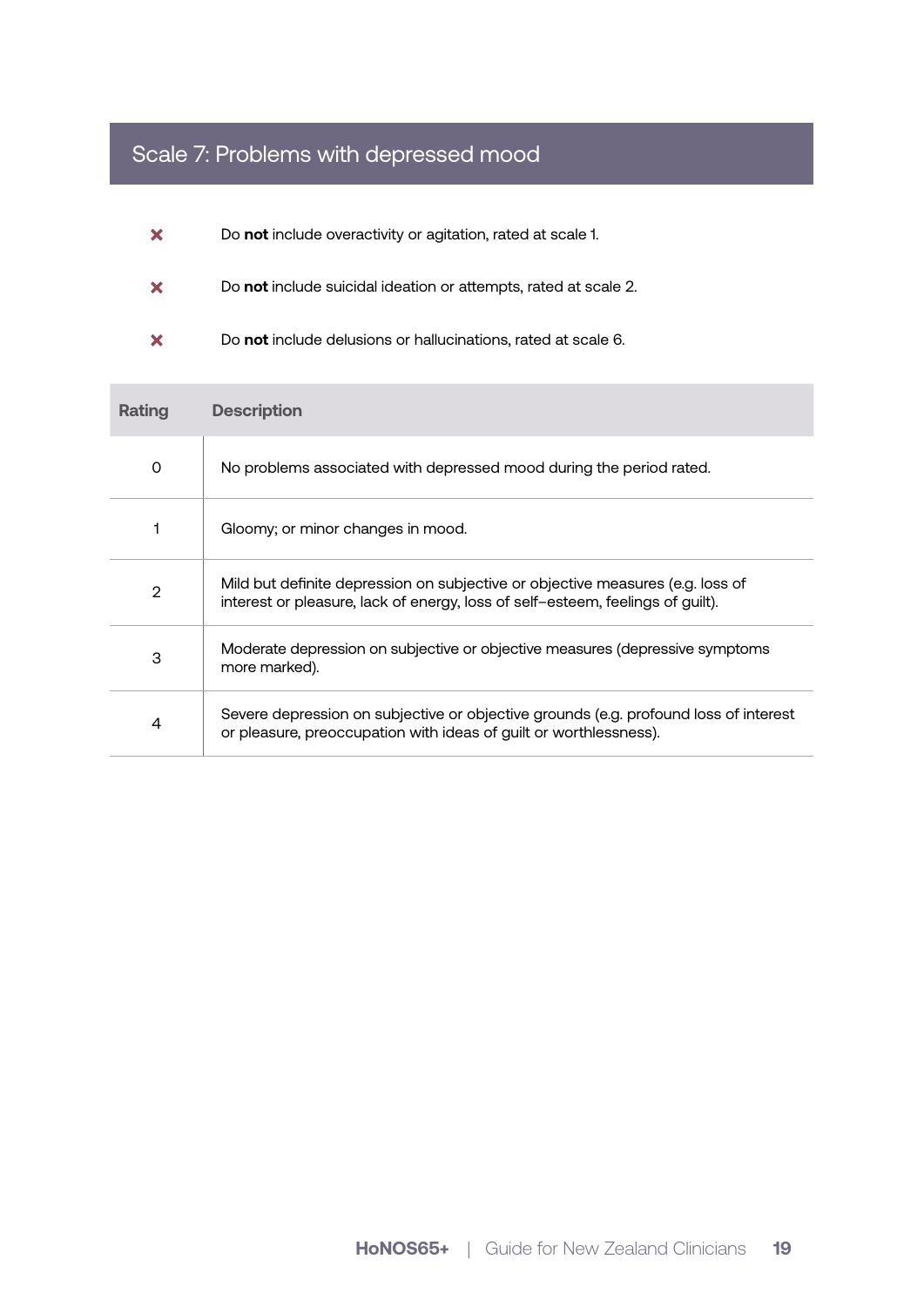## Scale 7: Problems with depressed mood

- ✖ Do **not** include overactivity or agitation, rated at scale 1.
- ✖ Do **not** include suicidal ideation or attempts, rated at scale 2.
- ✖ Do **not** include delusions or hallucinations, rated at scale 6.

| Rating | Description |
|---|---|
| 0 | No problems associated with depressed mood during the period rated. |
| 1 | Gloomy; or minor changes in mood. |
| 2 | Mild but definite depression on subjective or objective measures (e.g. loss of interest or pleasure, lack of energy, loss of self–esteem, feelings of guilt). |
| 3 | Moderate depression on subjective or objective measures (depressive symptoms more marked). |
| 4 | Severe depression on subjective or objective grounds (e.g. profound loss of interest or pleasure, preoccupation with ideas of guilt or worthlessness). |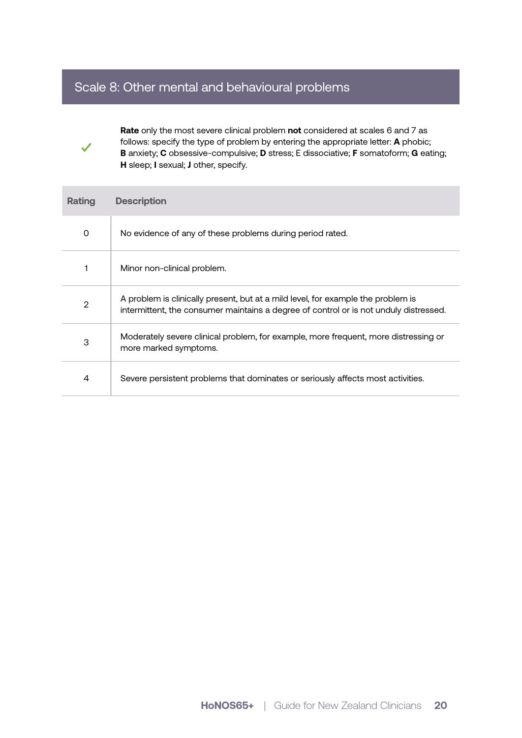## Scale 8: Other mental and behavioural problems

✓

**Rate** only the most severe clinical problem **not** considered at scales 6 and 7 as follows: specify the type of problem by entering the appropriate letter: **A** phobic; **B** anxiety; **C** obsessive-compulsive; **D** stress; E dissociative; **F** somatoform; **G** eating; **H** sleep; **I** sexual; **J** other, specify.

| Rating | Description |
|---|---|
| 0 | No evidence of any of these problems during period rated. |
| 1 | Minor non-clinical problem. |
| 2 | A problem is clinically present, but at a mild level, for example the problem is intermittent, the consumer maintains a degree of control or is not unduly distressed. |
| 3 | Moderately severe clinical problem, for example, more frequent, more distressing or more marked symptoms. |
| 4 | Severe persistent problems that dominates or seriously affects most activities. |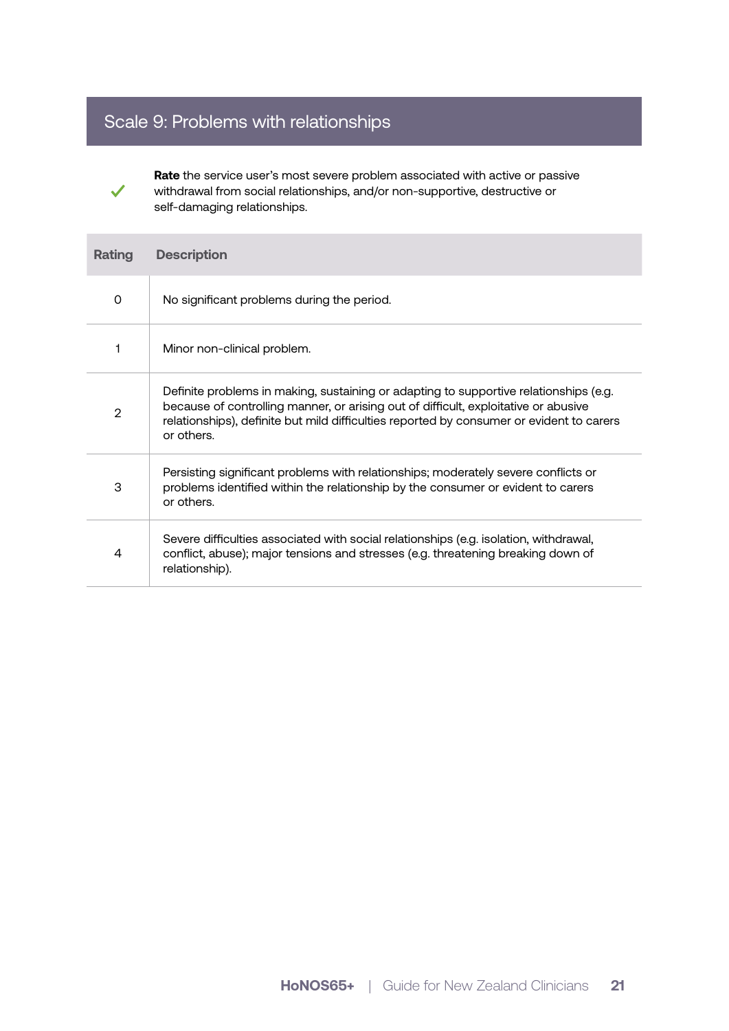## Scale 9: Problems with relationships

✓ **Rate** the service user's most severe problem associated with active or passive withdrawal from social relationships, and/or non-supportive, destructive or self-damaging relationships.

| Rating | Description |
|---|---|
| 0 | No significant problems during the period. |
| 1 | Minor non-clinical problem. |
| 2 | Definite problems in making, sustaining or adapting to supportive relationships (e.g. because of controlling manner, or arising out of difficult, exploitative or abusive relationships), definite but mild difficulties reported by consumer or evident to carers or others. |
| 3 | Persisting significant problems with relationships; moderately severe conflicts or problems identified within the relationship by the consumer or evident to carers or others. |
| 4 | Severe difficulties associated with social relationships (e.g. isolation, withdrawal, conflict, abuse); major tensions and stresses (e.g. threatening breaking down of relationship). |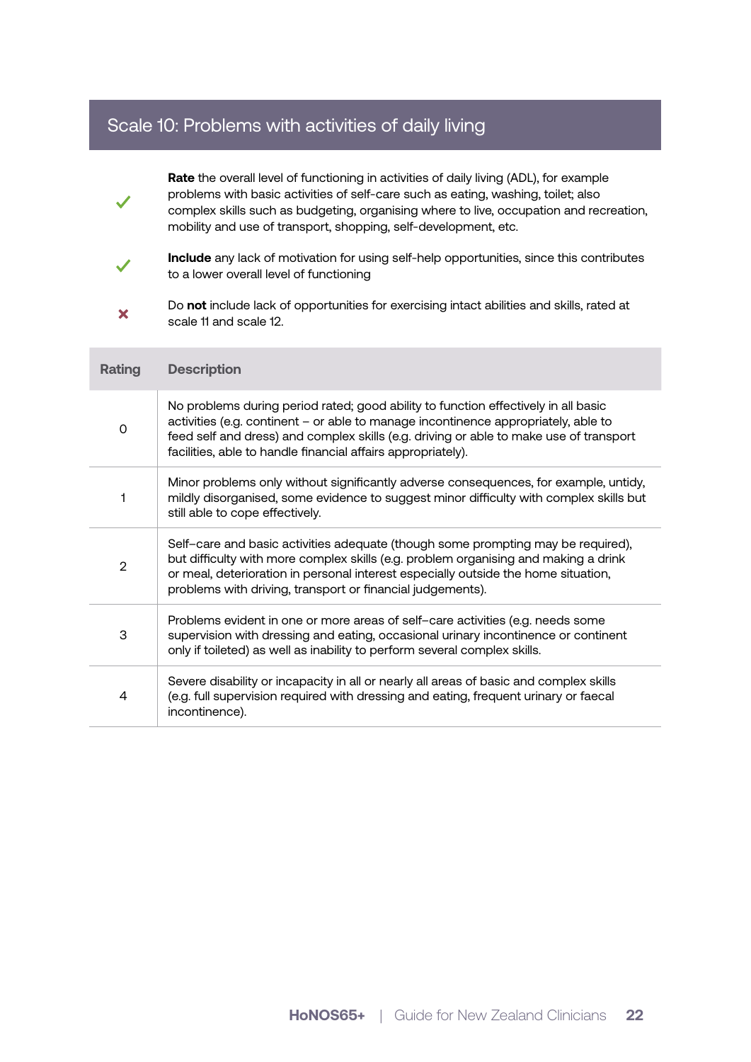## Scale 10: Problems with activities of daily living

✓ **Rate** the overall level of functioning in activities of daily living (ADL), for example problems with basic activities of self-care such as eating, washing, toilet; also complex skills such as budgeting, organising where to live, occupation and recreation, mobility and use of transport, shopping, self-development, etc.

✓ **Include** any lack of motivation for using self-help opportunities, since this contributes to a lower overall level of functioning

✗ Do **not** include lack of opportunities for exercising intact abilities and skills, rated at scale 11 and scale 12.

| Rating | Description |
|---|---|
| 0 | No problems during period rated; good ability to function effectively in all basic activities (e.g. continent – or able to manage incontinence appropriately, able to feed self and dress) and complex skills (e.g. driving or able to make use of transport facilities, able to handle financial affairs appropriately). |
| 1 | Minor problems only without significantly adverse consequences, for example, untidy, mildly disorganised, some evidence to suggest minor difficulty with complex skills but still able to cope effectively. |
| 2 | Self–care and basic activities adequate (though some prompting may be required), but difficulty with more complex skills (e.g. problem organising and making a drink or meal, deterioration in personal interest especially outside the home situation, problems with driving, transport or financial judgements). |
| 3 | Problems evident in one or more areas of self–care activities (e.g. needs some supervision with dressing and eating, occasional urinary incontinence or continent only if toileted) as well as inability to perform several complex skills. |
| 4 | Severe disability or incapacity in all or nearly all areas of basic and complex skills (e.g. full supervision required with dressing and eating, frequent urinary or faecal incontinence). |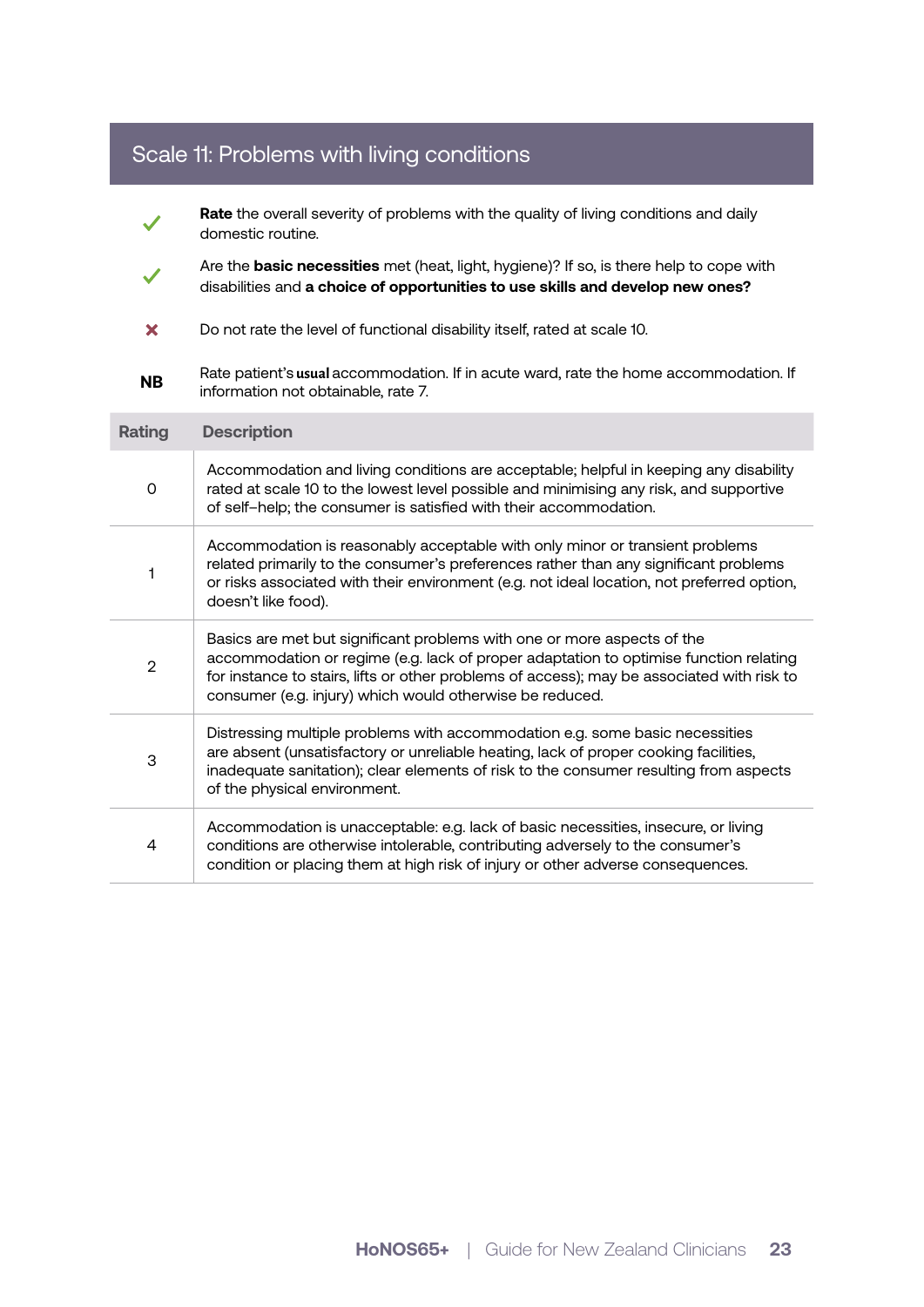## Scale 11: Problems with living conditions

✓ **Rate** the overall severity of problems with the quality of living conditions and daily domestic routine.

✓ Are the **basic necessities** met (heat, light, hygiene)? If so, is there help to cope with disabilities and **a choice of opportunities to use skills and develop new ones?**

✗ Do not rate the level of functional disability itself, rated at scale 10.

**NB** Rate patient's **usual** accommodation. If in acute ward, rate the home accommodation. If information not obtainable, rate 7.

| Rating | Description |
|---|---|
| 0 | Accommodation and living conditions are acceptable; helpful in keeping any disability rated at scale 10 to the lowest level possible and minimising any risk, and supportive of self–help; the consumer is satisfied with their accommodation. |
| 1 | Accommodation is reasonably acceptable with only minor or transient problems related primarily to the consumer's preferences rather than any significant problems or risks associated with their environment (e.g. not ideal location, not preferred option, doesn't like food). |
| 2 | Basics are met but significant problems with one or more aspects of the accommodation or regime (e.g. lack of proper adaptation to optimise function relating for instance to stairs, lifts or other problems of access); may be associated with risk to consumer (e.g. injury) which would otherwise be reduced. |
| 3 | Distressing multiple problems with accommodation e.g. some basic necessities are absent (unsatisfactory or unreliable heating, lack of proper cooking facilities, inadequate sanitation); clear elements of risk to the consumer resulting from aspects of the physical environment. |
| 4 | Accommodation is unacceptable: e.g. lack of basic necessities, insecure, or living conditions are otherwise intolerable, contributing adversely to the consumer's condition or placing them at high risk of injury or other adverse consequences. |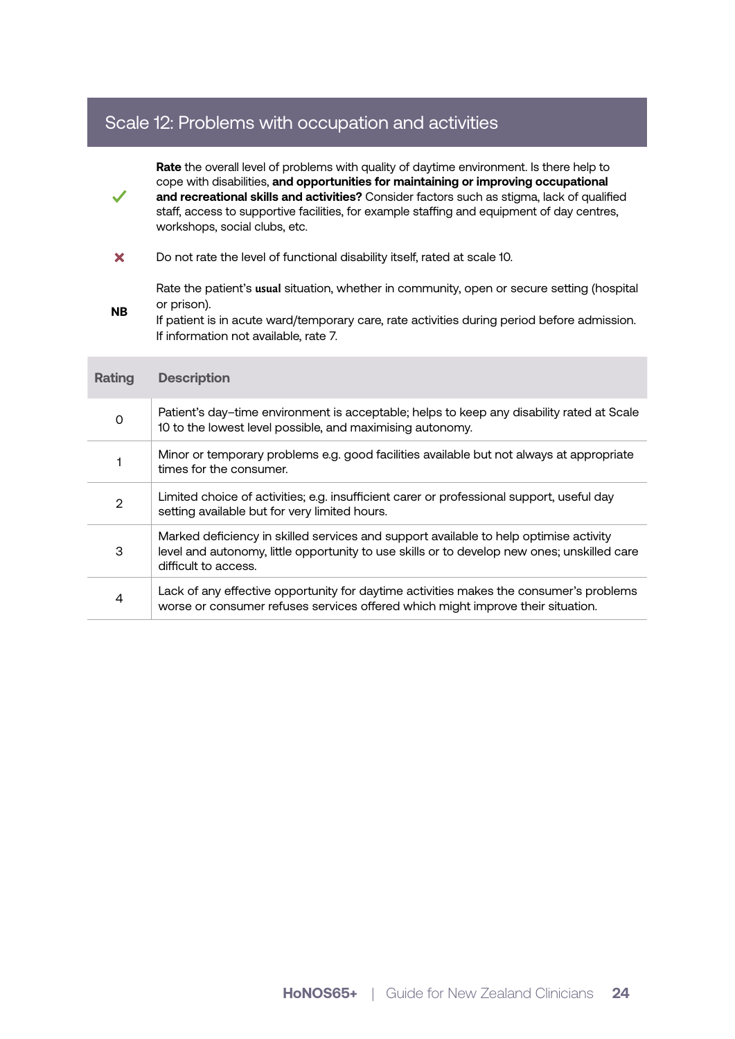## Scale 12: Problems with occupation and activities

✓ **Rate** the overall level of problems with quality of daytime environment. Is there help to cope with disabilities, **and opportunities for maintaining or improving occupational and recreational skills and activities?** Consider factors such as stigma, lack of qualified staff, access to supportive facilities, for example staffing and equipment of day centres, workshops, social clubs, etc.

✗ Do not rate the level of functional disability itself, rated at scale 10.

**NB** Rate the patient's **usual** situation, whether in community, open or secure setting (hospital or prison).
If patient is in acute ward/temporary care, rate activities during period before admission.
If information not available, rate 7.

| Rating | Description |
|---|---|
| 0 | Patient's day–time environment is acceptable; helps to keep any disability rated at Scale 10 to the lowest level possible, and maximising autonomy. |
| 1 | Minor or temporary problems e.g. good facilities available but not always at appropriate times for the consumer. |
| 2 | Limited choice of activities; e.g. insufficient carer or professional support, useful day setting available but for very limited hours. |
| 3 | Marked deficiency in skilled services and support available to help optimise activity level and autonomy, little opportunity to use skills or to develop new ones; unskilled care difficult to access. |
| 4 | Lack of any effective opportunity for daytime activities makes the consumer's problems worse or consumer refuses services offered which might improve their situation. |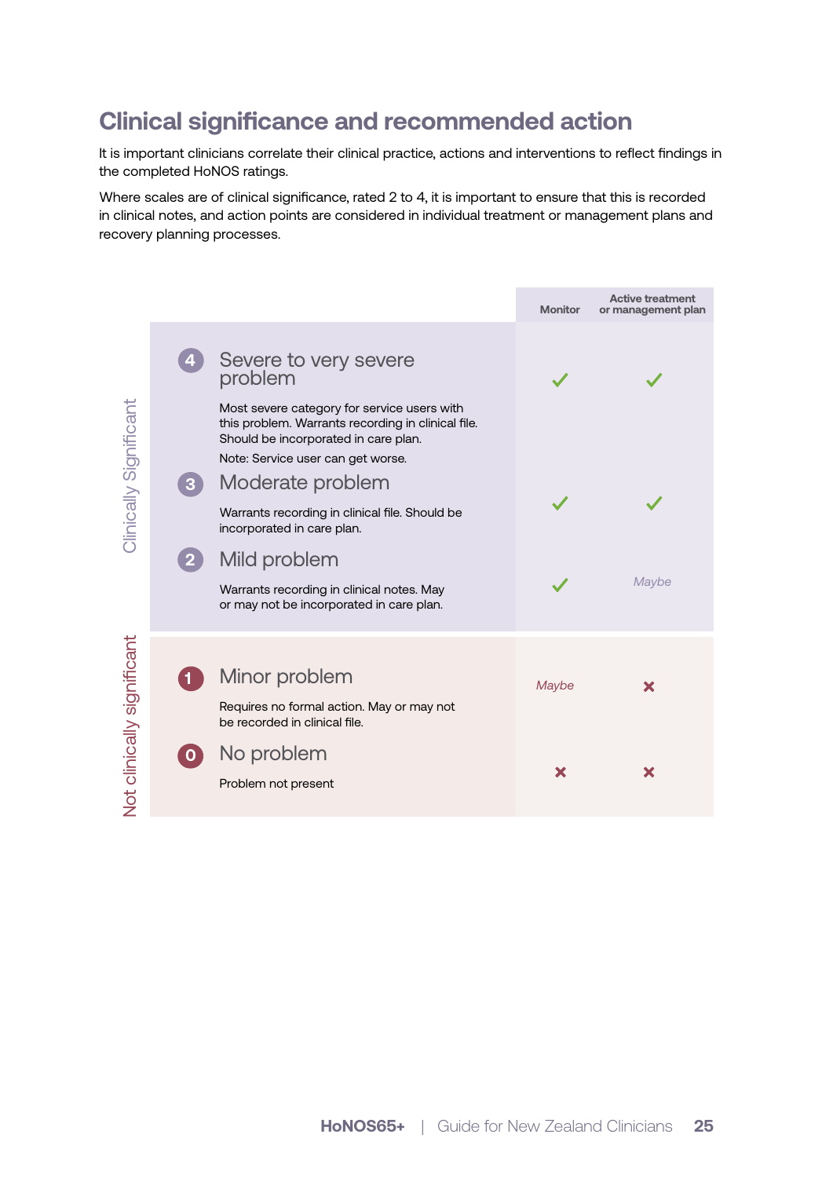## Clinical significance and recommended action

It is important clinicians correlate their clinical practice, actions and interventions to reflect findings in the completed HoNOS ratings.

Where scales are of clinical significance, rated 2 to 4, it is important to ensure that this is recorded in clinical notes, and action points are considered in individual treatment or management plans and recovery planning processes.

| | Rating | Monitor | Active treatment or management plan |
|---|---|---|---|
| Clinically Significant | **4 Severe to very severe problem**<br>Most severe category for service users with this problem. Warrants recording in clinical file. Should be incorporated in care plan.<br>Note: Service user can get worse. | ✓ | ✓ |
| | **3 Moderate problem**<br>Warrants recording in clinical file. Should be incorporated in care plan. | ✓ | ✓ |
| | **2 Mild problem**<br>Warrants recording in clinical notes. May or may not be incorporated in care plan. | ✓ | *Maybe* |
| Not clinically significant | **1 Minor problem**<br>Requires no formal action. May or may not be recorded in clinical file. | *Maybe* | ✗ |
| | **0 No problem**<br>Problem not present | ✗ | ✗ |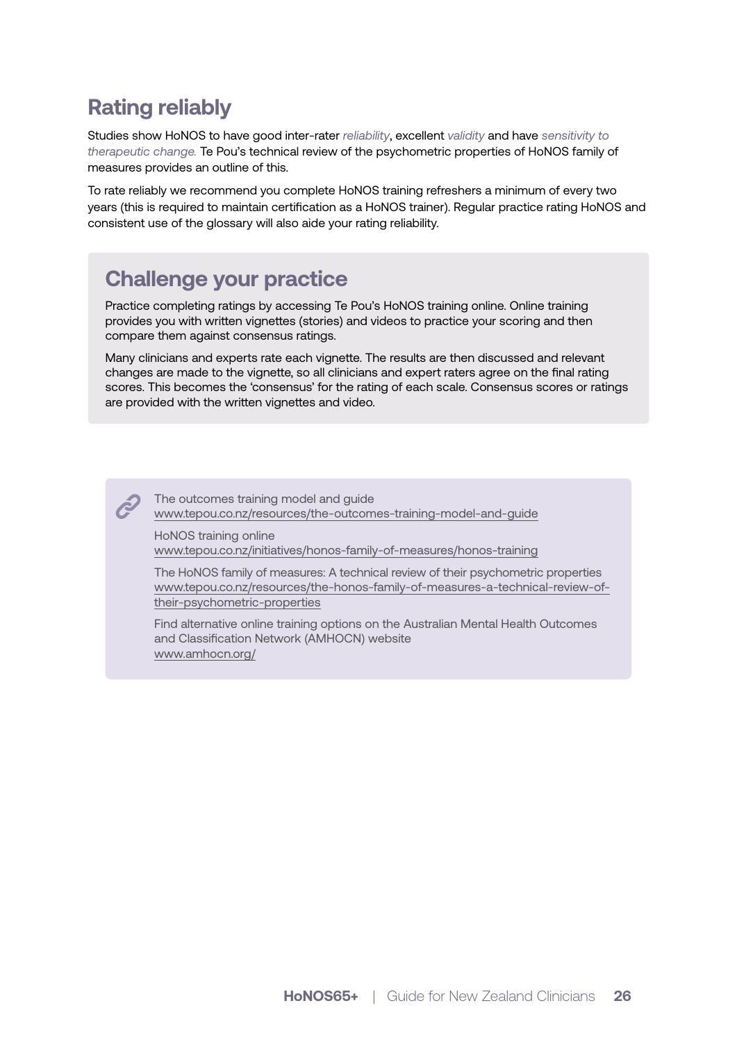## Rating reliably

Studies show HoNOS to have good inter-rater *reliability*, excellent *validity* and have *sensitivity to therapeutic change.* Te Pou's technical review of the psychometric properties of HoNOS family of measures provides an outline of this.

To rate reliably we recommend you complete HoNOS training refreshers a minimum of every two years (this is required to maintain certification as a HoNOS trainer). Regular practice rating HoNOS and consistent use of the glossary will also aide your rating reliability.

## Challenge your practice

Practice completing ratings by accessing Te Pou's HoNOS training online. Online training provides you with written vignettes (stories) and videos to practice your scoring and then compare them against consensus ratings.

Many clinicians and experts rate each vignette. The results are then discussed and relevant changes are made to the vignette, so all clinicians and expert raters agree on the final rating scores. This becomes the 'consensus' for the rating of each scale. Consensus scores or ratings are provided with the written vignettes and video.

The outcomes training model and guide
www.tepou.co.nz/resources/the-outcomes-training-model-and-guide

HoNOS training online
www.tepou.co.nz/initiatives/honos-family-of-measures/honos-training

The HoNOS family of measures: A technical review of their psychometric properties
www.tepou.co.nz/resources/the-honos-family-of-measures-a-technical-review-of-their-psychometric-properties

Find alternative online training options on the Australian Mental Health Outcomes and Classification Network (AMHOCN) website
www.amhocn.org/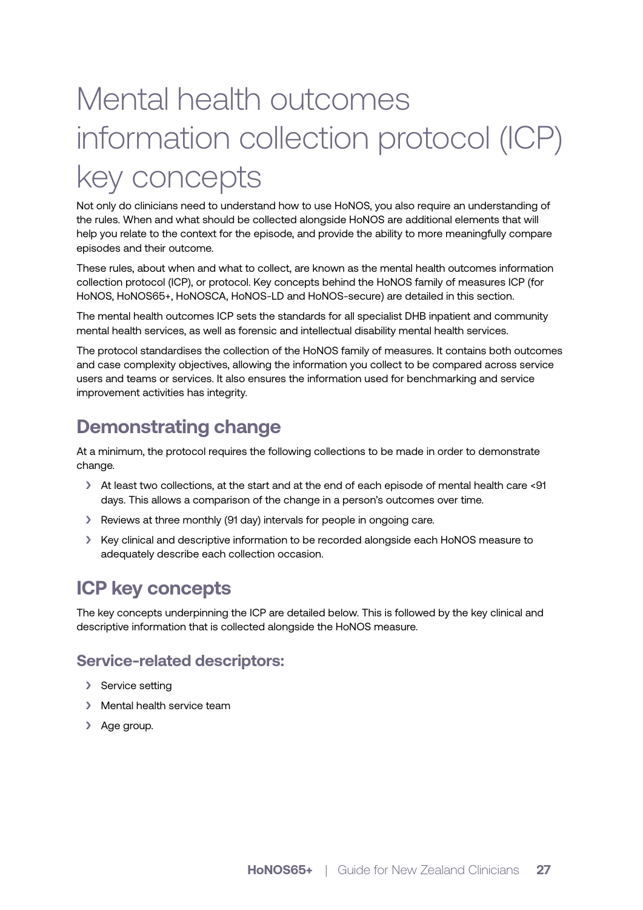# Mental health outcomes information collection protocol (ICP) key concepts

Not only do clinicians need to understand how to use HoNOS, you also require an understanding of the rules. When and what should be collected alongside HoNOS are additional elements that will help you relate to the context for the episode, and provide the ability to more meaningfully compare episodes and their outcome.

These rules, about when and what to collect, are known as the mental health outcomes information collection protocol (ICP), or protocol. Key concepts behind the HoNOS family of measures ICP (for HoNOS, HoNOS65+, HoNOSCA, HoNOS-LD and HoNOS-secure) are detailed in this section.

The mental health outcomes ICP sets the standards for all specialist DHB inpatient and community mental health services, as well as forensic and intellectual disability mental health services.

The protocol standardises the collection of the HoNOS family of measures. It contains both outcomes and case complexity objectives, allowing the information you collect to be compared across service users and teams or services. It also ensures the information used for benchmarking and service improvement activities has integrity.

## Demonstrating change

At a minimum, the protocol requires the following collections to be made in order to demonstrate change.

- At least two collections, at the start and at the end of each episode of mental health care <91 days. This allows a comparison of the change in a person's outcomes over time.
- Reviews at three monthly (91 day) intervals for people in ongoing care.
- Key clinical and descriptive information to be recorded alongside each HoNOS measure to adequately describe each collection occasion.

## ICP key concepts

The key concepts underpinning the ICP are detailed below. This is followed by the key clinical and descriptive information that is collected alongside the HoNOS measure.

### Service-related descriptors:

- Service setting
- Mental health service team
- Age group.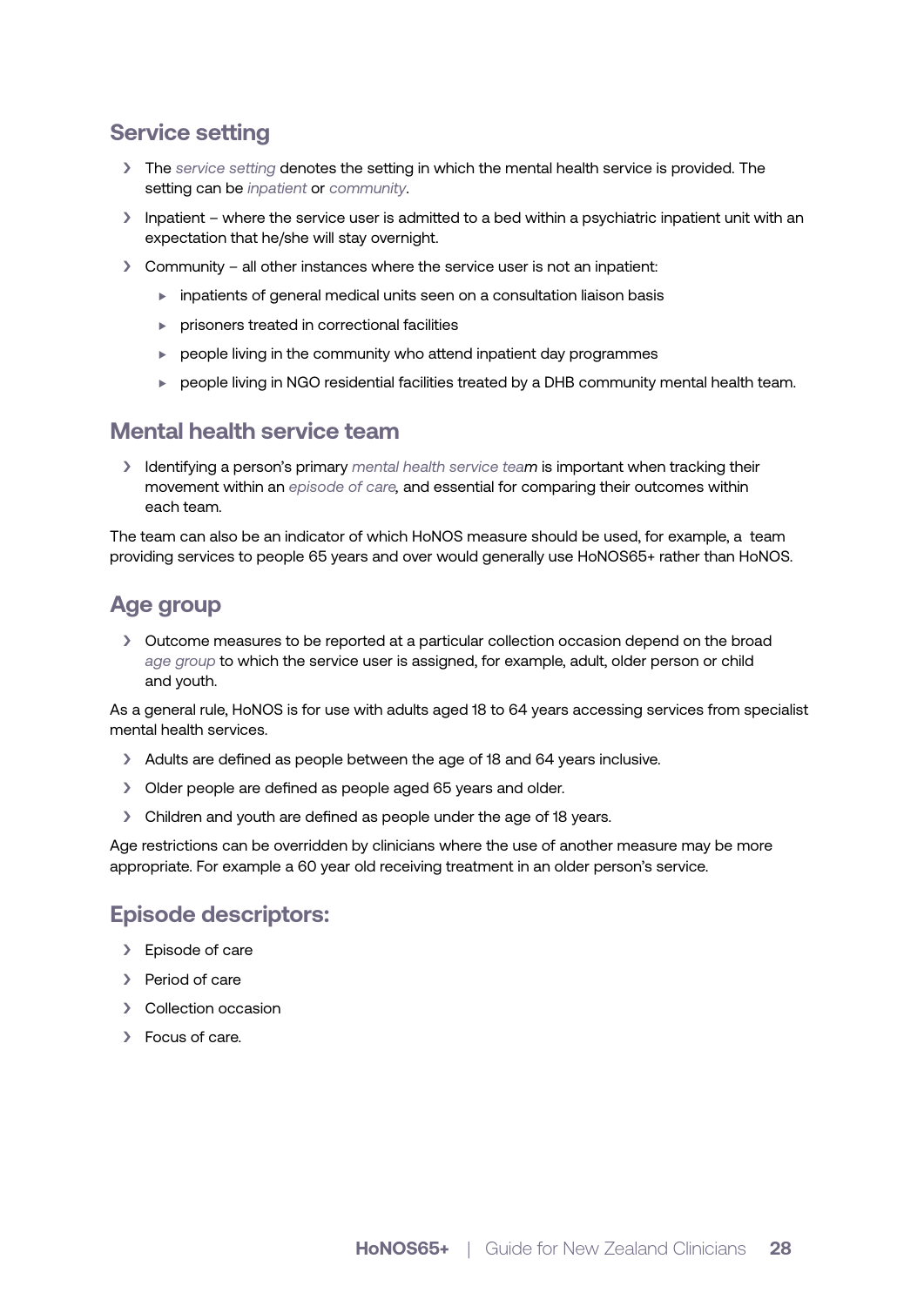## Service setting

- The *service setting* denotes the setting in which the mental health service is provided. The setting can be *inpatient* or *community*.
- Inpatient – where the service user is admitted to a bed within a psychiatric inpatient unit with an expectation that he/she will stay overnight.
- Community – all other instances where the service user is not an inpatient:
  - inpatients of general medical units seen on a consultation liaison basis
  - prisoners treated in correctional facilities
  - people living in the community who attend inpatient day programmes
  - people living in NGO residential facilities treated by a DHB community mental health team.

## Mental health service team

- Identifying a person's primary *mental health service team* is important when tracking their movement within an *episode of care,* and essential for comparing their outcomes within each team.

The team can also be an indicator of which HoNOS measure should be used, for example, a team providing services to people 65 years and over would generally use HoNOS65+ rather than HoNOS.

## Age group

- Outcome measures to be reported at a particular collection occasion depend on the broad *age group* to which the service user is assigned, for example, adult, older person or child and youth.

As a general rule, HoNOS is for use with adults aged 18 to 64 years accessing services from specialist mental health services.

- Adults are defined as people between the age of 18 and 64 years inclusive.
- Older people are defined as people aged 65 years and older.
- Children and youth are defined as people under the age of 18 years.

Age restrictions can be overridden by clinicians where the use of another measure may be more appropriate. For example a 60 year old receiving treatment in an older person's service.

## Episode descriptors:

- Episode of care
- Period of care
- Collection occasion
- Focus of care.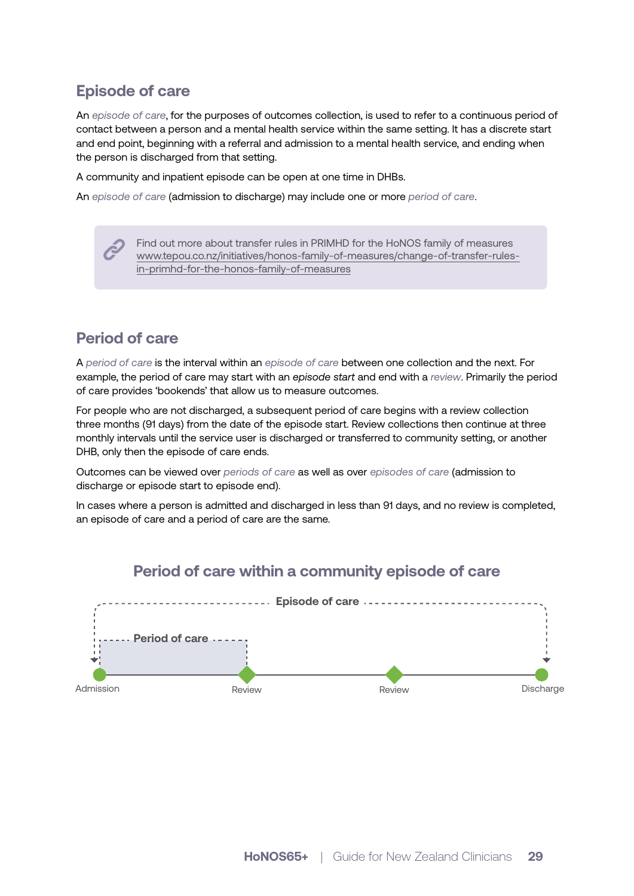## Episode of care

An *episode of care*, for the purposes of outcomes collection, is used to refer to a continuous period of contact between a person and a mental health service within the same setting. It has a discrete start and end point, beginning with a referral and admission to a mental health service, and ending when the person is discharged from that setting.

A community and inpatient episode can be open at one time in DHBs.

An *episode of care* (admission to discharge) may include one or more *period of care*.

> Find out more about transfer rules in PRIMHD for the HoNOS family of measures
> www.tepou.co.nz/initiatives/honos-family-of-measures/change-of-transfer-rules-in-primhd-for-the-honos-family-of-measures

## Period of care

A *period of care* is the interval within an *episode of care* between one collection and the next. For example, the period of care may start with an *episode start* and end with a *review*. Primarily the period of care provides 'bookends' that allow us to measure outcomes.

For people who are not discharged, a subsequent period of care begins with a review collection three months (91 days) from the date of the episode start. Review collections then continue at three monthly intervals until the service user is discharged or transferred to community setting, or another DHB, only then the episode of care ends.

Outcomes can be viewed over *periods of care* as well as over *episodes of care* (admission to discharge or episode start to episode end).

In cases where a person is admitted and discharged in less than 91 days, and no review is completed, an episode of care and a period of care are the same.

### Period of care within a community episode of care

Episode of care

Period of care

Admission — Review — Review — Discharge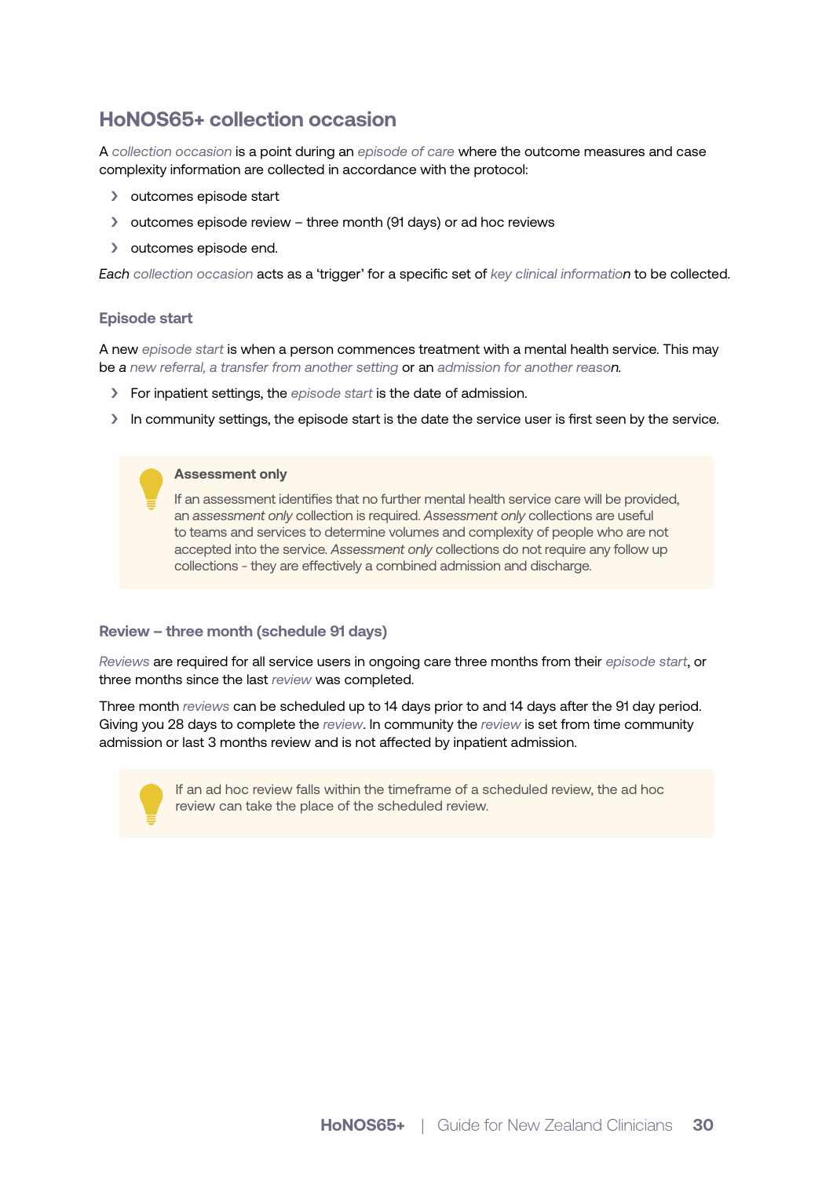## HoNOS65+ collection occasion

A *collection occasion* is a point during an *episode of care* where the outcome measures and case complexity information are collected in accordance with the protocol:

- outcomes episode start
- outcomes episode review – three month (91 days) or ad hoc reviews
- outcomes episode end.

*Each collection occasion* acts as a 'trigger' for a specific set of *key clinical information* to be collected.

### Episode start

A new *episode start* is when a person commences treatment with a mental health service. This may be *a new referral, a transfer from another setting* or an *admission for another reason.*

- For inpatient settings, the *episode start* is the date of admission.
- In community settings, the episode start is the date the service user is first seen by the service.

> **Assessment only**
>
> If an assessment identifies that no further mental health service care will be provided, an *assessment only* collection is required. *Assessment only* collections are useful to teams and services to determine volumes and complexity of people who are not accepted into the service. *Assessment only* collections do not require any follow up collections - they are effectively a combined admission and discharge.

### Review – three month (schedule 91 days)

*Reviews* are required for all service users in ongoing care three months from their *episode start*, or three months since the last *review* was completed.

Three month *reviews* can be scheduled up to 14 days prior to and 14 days after the 91 day period. Giving you 28 days to complete the *review*. In community the *review* is set from time community admission or last 3 months review and is not affected by inpatient admission.

> If an ad hoc review falls within the timeframe of a scheduled review, the ad hoc review can take the place of the scheduled review.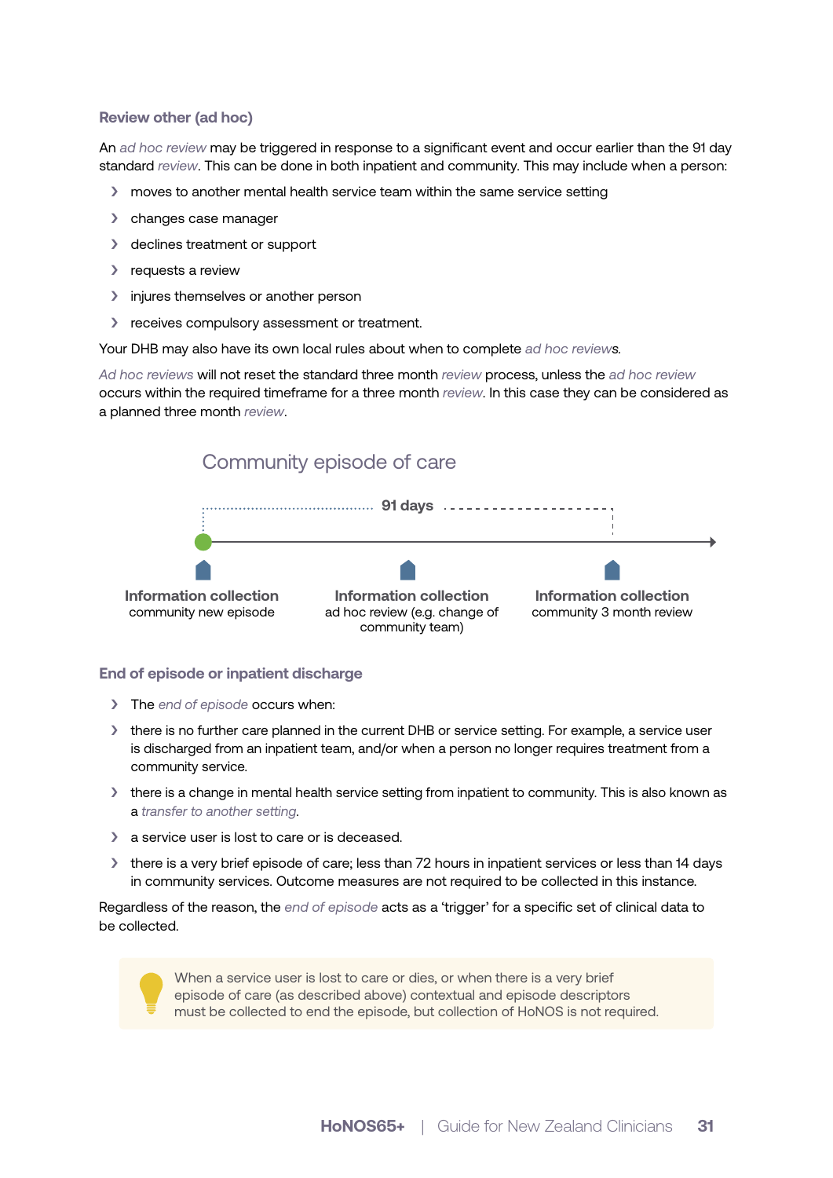### Review other (ad hoc)

An *ad hoc review* may be triggered in response to a significant event and occur earlier than the 91 day standard *review*. This can be done in both inpatient and community. This may include when a person:

- moves to another mental health service team within the same service setting
- changes case manager
- declines treatment or support
- requests a review
- injures themselves or another person
- receives compulsory assessment or treatment.

Your DHB may also have its own local rules about when to complete *ad hoc reviews*.

*Ad hoc reviews* will not reset the standard three month *review* process, unless the *ad hoc review* occurs within the required timeframe for a three month *review*. In this case they can be considered as a planned three month *review*.

Community episode of care

91 days

**Information collection**
community new episode

**Information collection**
ad hoc review (e.g. change of community team)

**Information collection**
community 3 month review

### End of episode or inpatient discharge

- The *end of episode* occurs when:
- there is no further care planned in the current DHB or service setting. For example, a service user is discharged from an inpatient team, and/or when a person no longer requires treatment from a community service.
- there is a change in mental health service setting from inpatient to community. This is also known as a *transfer to another setting*.
- a service user is lost to care or is deceased.
- there is a very brief episode of care; less than 72 hours in inpatient services or less than 14 days in community services. Outcome measures are not required to be collected in this instance.

Regardless of the reason, the *end of episode* acts as a 'trigger' for a specific set of clinical data to be collected.

When a service user is lost to care or dies, or when there is a very brief episode of care (as described above) contextual and episode descriptors must be collected to end the episode, but collection of HoNOS is not required.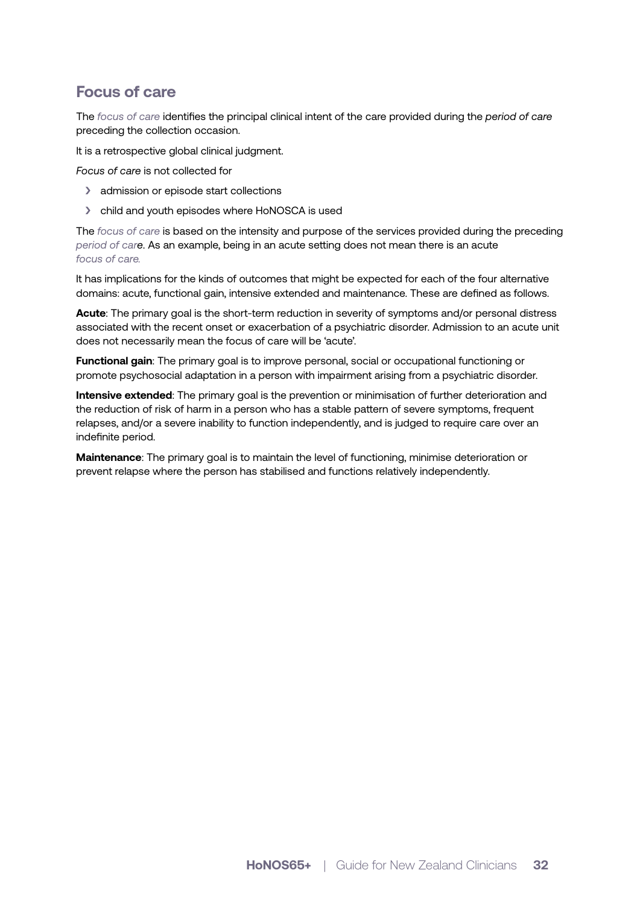## Focus of care

The *focus of care* identifies the principal clinical intent of the care provided during the *period of care* preceding the collection occasion.

It is a retrospective global clinical judgment.

*Focus of care* is not collected for

- admission or episode start collections
- child and youth episodes where HoNOSCA is used

The *focus of care* is based on the intensity and purpose of the services provided during the preceding *period of care*. As an example, being in an acute setting does not mean there is an acute *focus of care.*

It has implications for the kinds of outcomes that might be expected for each of the four alternative domains: acute, functional gain, intensive extended and maintenance. These are defined as follows.

**Acute**: The primary goal is the short-term reduction in severity of symptoms and/or personal distress associated with the recent onset or exacerbation of a psychiatric disorder. Admission to an acute unit does not necessarily mean the focus of care will be 'acute'.

**Functional gain**: The primary goal is to improve personal, social or occupational functioning or promote psychosocial adaptation in a person with impairment arising from a psychiatric disorder.

**Intensive extended**: The primary goal is the prevention or minimisation of further deterioration and the reduction of risk of harm in a person who has a stable pattern of severe symptoms, frequent relapses, and/or a severe inability to function independently, and is judged to require care over an indefinite period.

**Maintenance**: The primary goal is to maintain the level of functioning, minimise deterioration or prevent relapse where the person has stabilised and functions relatively independently.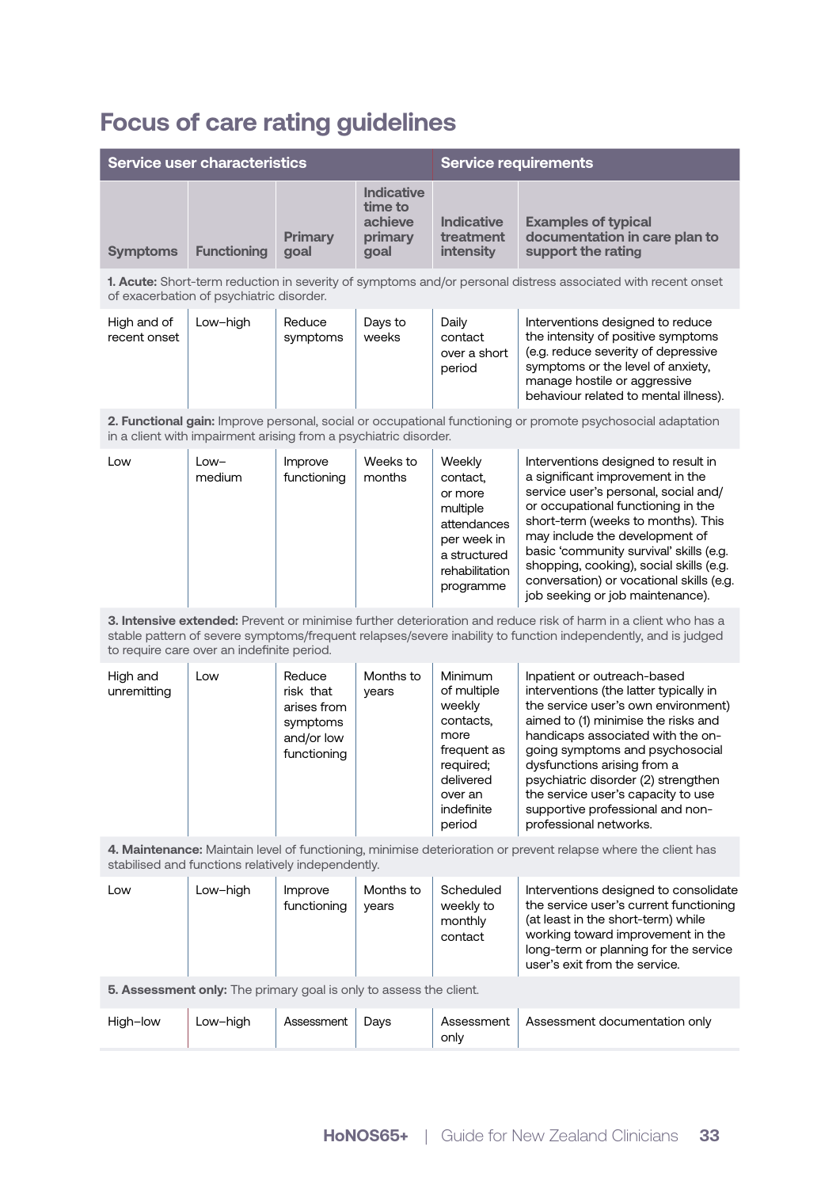# Focus of care rating guidelines

| Service user characteristics | | | | Service requirements | |
|---|---|---|---|---|---|
| **Symptoms** | **Functioning** | **Primary goal** | **Indicative time to achieve primary goal** | **Indicative treatment intensity** | **Examples of typical documentation in care plan to support the rating** |
| **1. Acute:** Short-term reduction in severity of symptoms and/or personal distress associated with recent onset of exacerbation of psychiatric disorder. | | | | | |
| High and of recent onset | Low–high | Reduce symptoms | Days to weeks | Daily contact over a short period | Interventions designed to reduce the intensity of positive symptoms (e.g. reduce severity of depressive symptoms or the level of anxiety, manage hostile or aggressive behaviour related to mental illness). |
| **2. Functional gain:** Improve personal, social or occupational functioning or promote psychosocial adaptation in a client with impairment arising from a psychiatric disorder. | | | | | |
| Low | Low–medium | Improve functioning | Weeks to months | Weekly contact, or more multiple attendances per week in a structured rehabilitation programme | Interventions designed to result in a significant improvement in the service user's personal, social and/or occupational functioning in the short-term (weeks to months). This may include the development of basic 'community survival' skills (e.g. shopping, cooking), social skills (e.g. conversation) or vocational skills (e.g. job seeking or job maintenance). |
| **3. Intensive extended:** Prevent or minimise further deterioration and reduce risk of harm in a client who has a stable pattern of severe symptoms/frequent relapses/severe inability to function independently, and is judged to require care over an indefinite period. | | | | | |
| High and unremitting | Low | Reduce risk that arises from symptoms and/or low functioning | Months to years | Minimum of multiple weekly contacts, more frequent as required; delivered over an indefinite period | Inpatient or outreach-based interventions (the latter typically in the service user's own environment) aimed to (1) minimise the risks and handicaps associated with the on-going symptoms and psychosocial dysfunctions arising from a psychiatric disorder (2) strengthen the service user's capacity to use supportive professional and non-professional networks. |
| **4. Maintenance:** Maintain level of functioning, minimise deterioration or prevent relapse where the client has stabilised and functions relatively independently. | | | | | |
| Low | Low–high | Improve functioning | Months to years | Scheduled weekly to monthly contact | Interventions designed to consolidate the service user's current functioning (at least in the short-term) while working toward improvement in the long-term or planning for the service user's exit from the service. |
| **5. Assessment only:** The primary goal is only to assess the client. | | | | | |
| High–low | Low–high | Assessment | Days | Assessment only | Assessment documentation only |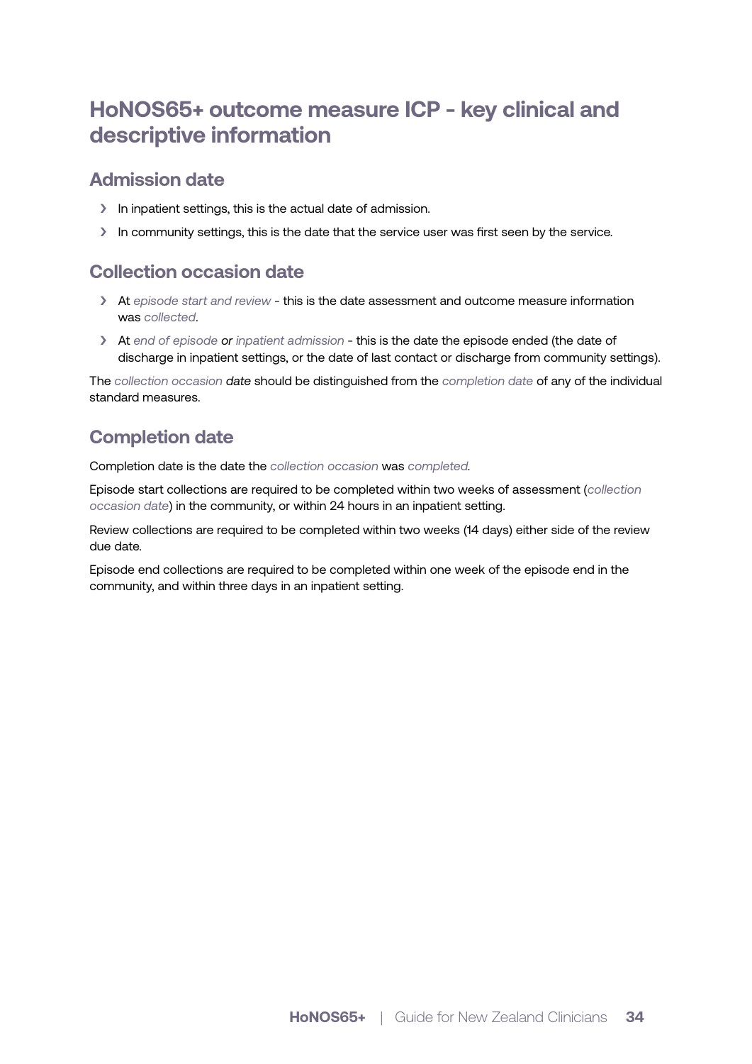# HoNOS65+ outcome measure ICP - key clinical and descriptive information

## Admission date

- In inpatient settings, this is the actual date of admission.
- In community settings, this is the date that the service user was first seen by the service.

## Collection occasion date

- At *episode start and review* - this is the date assessment and outcome measure information was *collected*.
- At *end of episode or inpatient admission* - this is the date the episode ended (the date of discharge in inpatient settings, or the date of last contact or discharge from community settings).

The *collection occasion date* should be distinguished from the *completion date* of any of the individual standard measures.

## Completion date

Completion date is the date the *collection occasion* was *completed.*

Episode start collections are required to be completed within two weeks of assessment (*collection occasion date*) in the community, or within 24 hours in an inpatient setting.

Review collections are required to be completed within two weeks (14 days) either side of the review due date.

Episode end collections are required to be completed within one week of the episode end in the community, and within three days in an inpatient setting.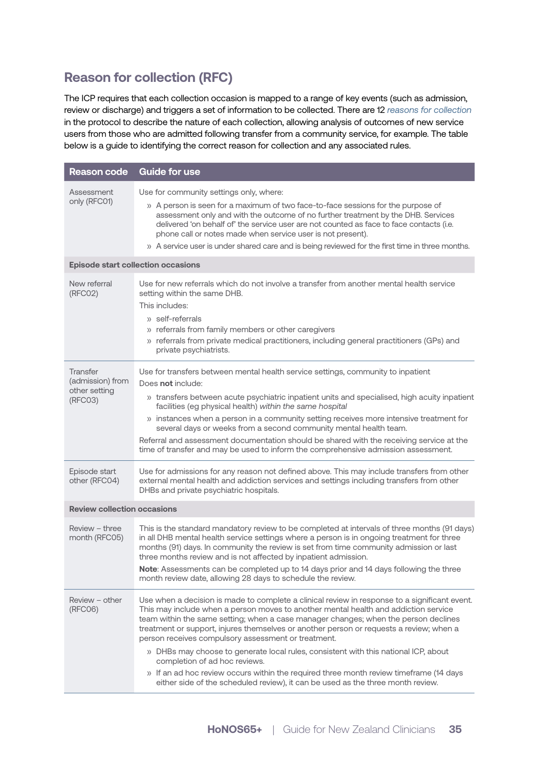## Reason for collection (RFC)

The ICP requires that each collection occasion is mapped to a range of key events (such as admission, review or discharge) and triggers a set of information to be collected. There are 12 *reasons for collection* in the protocol to describe the nature of each collection, allowing analysis of outcomes of new service users from those who are admitted following transfer from a community service, for example. The table below is a guide to identifying the correct reason for collection and any associated rules.

| Reason code | Guide for use |
|---|---|
| Assessment only (RFC01) | Use for community settings only, where:<br>» A person is seen for a maximum of two face-to-face sessions for the purpose of assessment only and with the outcome of no further treatment by the DHB. Services delivered 'on behalf of' the service user are not counted as face to face contacts (i.e. phone call or notes made when service user is not present).<br>» A service user is under shared care and is being reviewed for the first time in three months. |
| **Episode start collection occasions** | |
| New referral (RFC02) | Use for new referrals which do not involve a transfer from another mental health service setting within the same DHB.<br>This includes:<br>» self-referrals<br>» referrals from family members or other caregivers<br>» referrals from private medical practitioners, including general practitioners (GPs) and private psychiatrists. |
| Transfer (admission) from other setting (RFC03) | Use for transfers between mental health service settings, community to inpatient<br>Does **not** include:<br>» transfers between acute psychiatric inpatient units and specialised, high acuity inpatient facilities (eg physical health) *within the same hospital*<br>» instances when a person in a community setting receives more intensive treatment for several days or weeks from a second community mental health team.<br>Referral and assessment documentation should be shared with the receiving service at the time of transfer and may be used to inform the comprehensive admission assessment. |
| Episode start other (RFC04) | Use for admissions for any reason not defined above. This may include transfers from other external mental health and addiction services and settings including transfers from other DHBs and private psychiatric hospitals. |
| **Review collection occasions** | |
| Review – three month (RFC05) | This is the standard mandatory review to be completed at intervals of three months (91 days) in all DHB mental health service settings where a person is in ongoing treatment for three months (91) days. In community the review is set from time community admission or last three months review and is not affected by inpatient admission.<br>**Note**: Assessments can be completed up to 14 days prior and 14 days following the three month review date, allowing 28 days to schedule the review. |
| Review – other (RFC06) | Use when a decision is made to complete a clinical review in response to a significant event. This may include when a person moves to another mental health and addiction service team within the same setting; when a case manager changes; when the person declines treatment or support, injures themselves or another person or requests a review; when a person receives compulsory assessment or treatment.<br>» DHBs may choose to generate local rules, consistent with this national ICP, about completion of ad hoc reviews.<br>» If an ad hoc review occurs within the required three month review timeframe (14 days either side of the scheduled review), it can be used as the three month review. |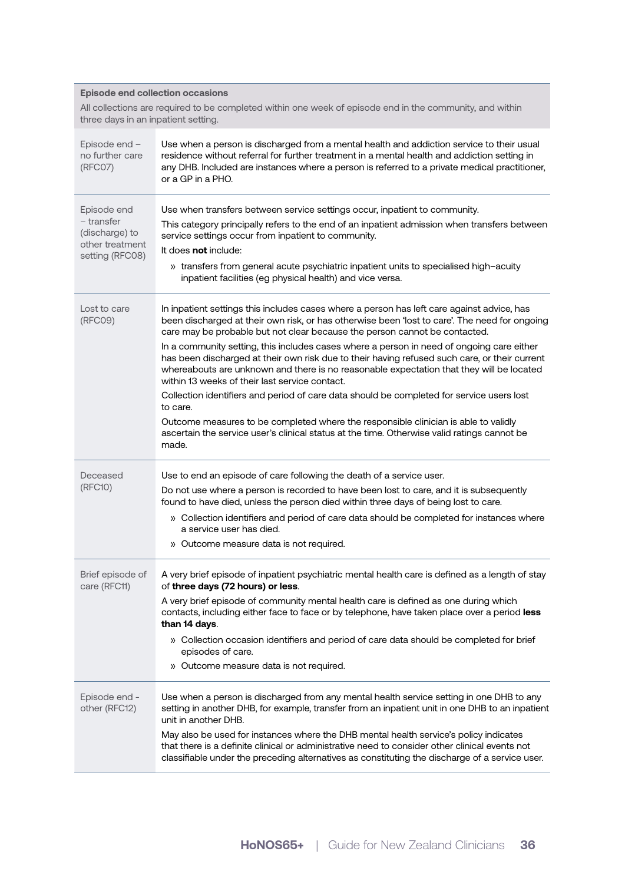| **Episode end collection occasions**<br>All collections are required to be completed within one week of episode end in the community, and within three days in an inpatient setting. | |
|---|---|
| Episode end – no further care (RFC07) | Use when a person is discharged from a mental health and addiction service to their usual residence without referral for further treatment in a mental health and addiction setting in any DHB. Included are instances where a person is referred to a private medical practitioner, or a GP in a PHO. |
| Episode end – transfer (discharge) to other treatment setting (RFC08) | Use when transfers between service settings occur, inpatient to community.<br>This category principally refers to the end of an inpatient admission when transfers between service settings occur from inpatient to community.<br>It does **not** include:<br>» transfers from general acute psychiatric inpatient units to specialised high–acuity inpatient facilities (eg physical health) and vice versa. |
| Lost to care (RFC09) | In inpatient settings this includes cases where a person has left care against advice, has been discharged at their own risk, or has otherwise been 'lost to care'. The need for ongoing care may be probable but not clear because the person cannot be contacted.<br>In a community setting, this includes cases where a person in need of ongoing care either has been discharged at their own risk due to their having refused such care, or their current whereabouts are unknown and there is no reasonable expectation that they will be located within 13 weeks of their last service contact.<br>Collection identifiers and period of care data should be completed for service users lost to care.<br>Outcome measures to be completed where the responsible clinician is able to validly ascertain the service user's clinical status at the time. Otherwise valid ratings cannot be made. |
| Deceased (RFC10) | Use to end an episode of care following the death of a service user.<br>Do not use where a person is recorded to have been lost to care, and it is subsequently found to have died, unless the person died within three days of being lost to care.<br>» Collection identifiers and period of care data should be completed for instances where a service user has died.<br>» Outcome measure data is not required. |
| Brief episode of care (RFC11) | A very brief episode of inpatient psychiatric mental health care is defined as a length of stay of **three days (72 hours) or less**.<br>A very brief episode of community mental health care is defined as one during which contacts, including either face to face or by telephone, have taken place over a period **less than 14 days**.<br>» Collection occasion identifiers and period of care data should be completed for brief episodes of care.<br>» Outcome measure data is not required. |
| Episode end - other (RFC12) | Use when a person is discharged from any mental health service setting in one DHB to any setting in another DHB, for example, transfer from an inpatient unit in one DHB to an inpatient unit in another DHB.<br>May also be used for instances where the DHB mental health service's policy indicates that there is a definite clinical or administrative need to consider other clinical events not classifiable under the preceding alternatives as constituting the discharge of a service user. |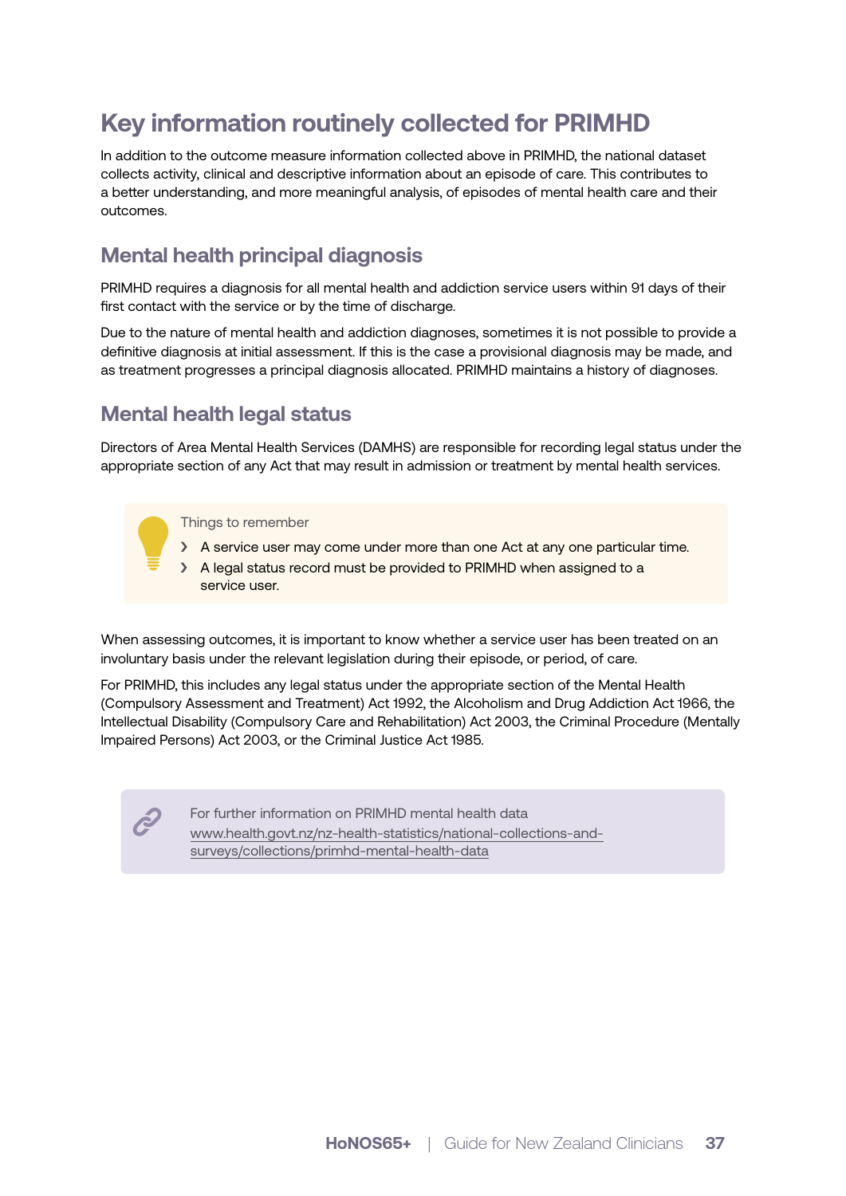# Key information routinely collected for PRIMHD

In addition to the outcome measure information collected above in PRIMHD, the national dataset collects activity, clinical and descriptive information about an episode of care. This contributes to a better understanding, and more meaningful analysis, of episodes of mental health care and their outcomes.

## Mental health principal diagnosis

PRIMHD requires a diagnosis for all mental health and addiction service users within 91 days of their first contact with the service or by the time of discharge.

Due to the nature of mental health and addiction diagnoses, sometimes it is not possible to provide a definitive diagnosis at initial assessment. If this is the case a provisional diagnosis may be made, and as treatment progresses a principal diagnosis allocated. PRIMHD maintains a history of diagnoses.

## Mental health legal status

Directors of Area Mental Health Services (DAMHS) are responsible for recording legal status under the appropriate section of any Act that may result in admission or treatment by mental health services.

> Things to remember
>
> - A service user may come under more than one Act at any one particular time.
> - A legal status record must be provided to PRIMHD when assigned to a service user.

When assessing outcomes, it is important to know whether a service user has been treated on an involuntary basis under the relevant legislation during their episode, or period, of care.

For PRIMHD, this includes any legal status under the appropriate section of the Mental Health (Compulsory Assessment and Treatment) Act 1992, the Alcoholism and Drug Addiction Act 1966, the Intellectual Disability (Compulsory Care and Rehabilitation) Act 2003, the Criminal Procedure (Mentally Impaired Persons) Act 2003, or the Criminal Justice Act 1985.

> For further information on PRIMHD mental health data
> www.health.govt.nz/nz-health-statistics/national-collections-and-surveys/collections/primhd-mental-health-data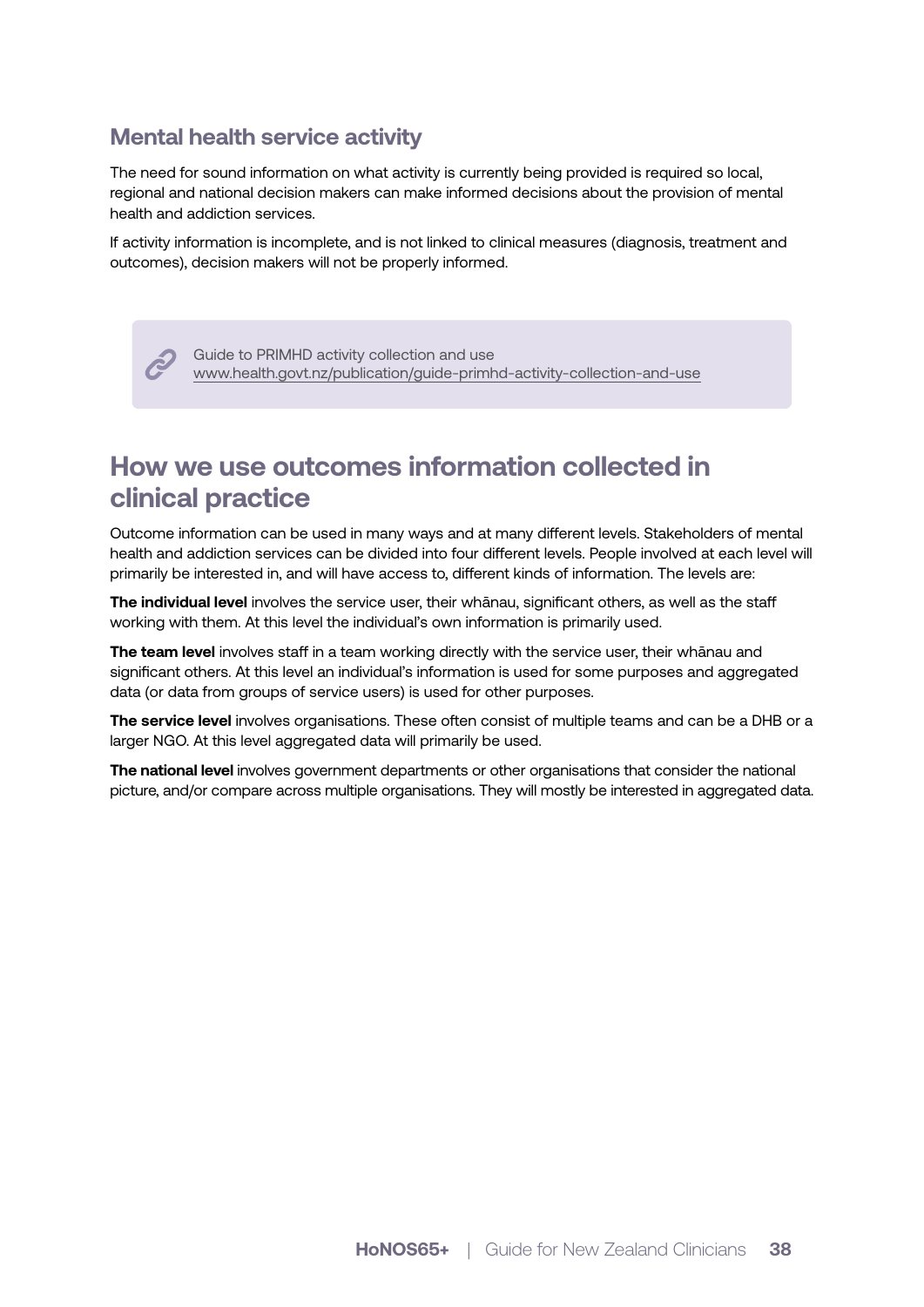### Mental health service activity

The need for sound information on what activity is currently being provided is required so local, regional and national decision makers can make informed decisions about the provision of mental health and addiction services.

If activity information is incomplete, and is not linked to clinical measures (diagnosis, treatment and outcomes), decision makers will not be properly informed.

> Guide to PRIMHD activity collection and use
> www.health.govt.nz/publication/guide-primhd-activity-collection-and-use

## How we use outcomes information collected in clinical practice

Outcome information can be used in many ways and at many different levels. Stakeholders of mental health and addiction services can be divided into four different levels. People involved at each level will primarily be interested in, and will have access to, different kinds of information. The levels are:

**The individual level** involves the service user, their whānau, significant others, as well as the staff working with them. At this level the individual's own information is primarily used.

**The team level** involves staff in a team working directly with the service user, their whānau and significant others. At this level an individual's information is used for some purposes and aggregated data (or data from groups of service users) is used for other purposes.

**The service level** involves organisations. These often consist of multiple teams and can be a DHB or a larger NGO. At this level aggregated data will primarily be used.

**The national level** involves government departments or other organisations that consider the national picture, and/or compare across multiple organisations. They will mostly be interested in aggregated data.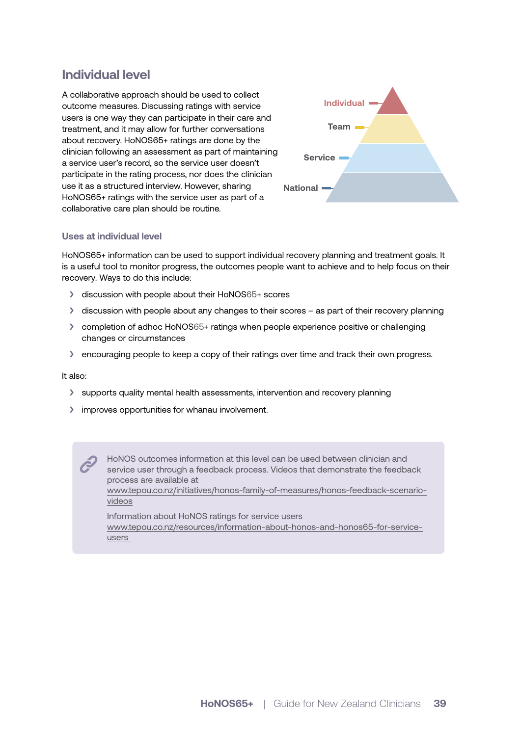## Individual level

A collaborative approach should be used to collect outcome measures. Discussing ratings with service users is one way they can participate in their care and treatment, and it may allow for further conversations about recovery. HoNOS65+ ratings are done by the clinician following an assessment as part of maintaining a service user's record, so the service user doesn't participate in the rating process, nor does the clinician use it as a structured interview. However, sharing HoNOS65+ ratings with the service user as part of a collaborative care plan should be routine.

Individual

Team

Service

National

### Uses at individual level

HoNOS65+ information can be used to support individual recovery planning and treatment goals. It is a useful tool to monitor progress, the outcomes people want to achieve and to help focus on their recovery. Ways to do this include:

- discussion with people about their HoNOS65+ scores
- discussion with people about any changes to their scores – as part of their recovery planning
- completion of adhoc HoNOS65+ ratings when people experience positive or challenging changes or circumstances
- encouraging people to keep a copy of their ratings over time and track their own progress.

It also:

- supports quality mental health assessments, intervention and recovery planning
- improves opportunities for whānau involvement.

HoNOS outcomes information at this level can be used between clinician and service user through a feedback process. Videos that demonstrate the feedback process are available at www.tepou.co.nz/initiatives/honos-family-of-measures/honos-feedback-scenario-videos

Information about HoNOS ratings for service users www.tepou.co.nz/resources/information-about-honos-and-honos65-for-service-users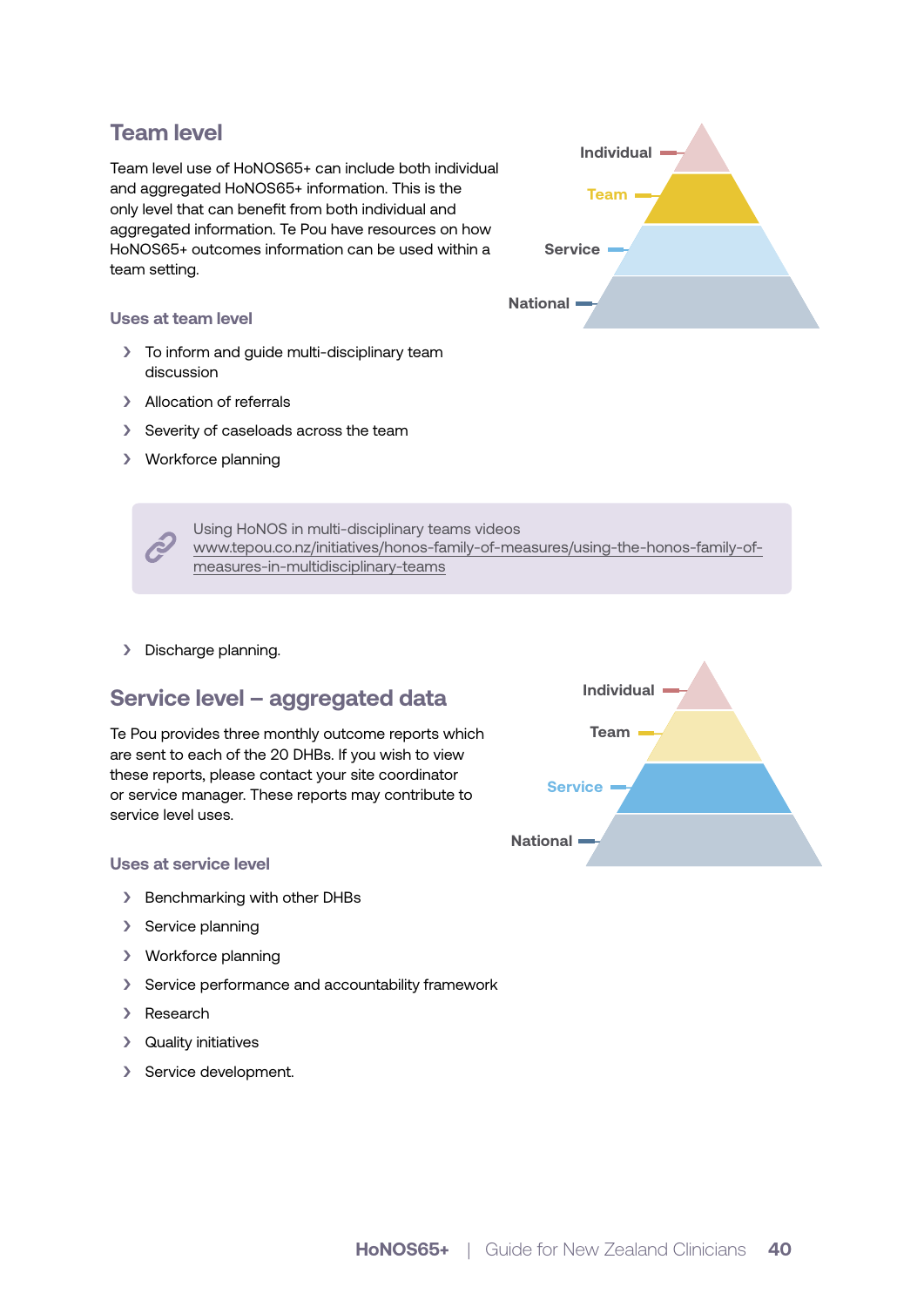## Team level

Team level use of HoNOS65+ can include both individual and aggregated HoNOS65+ information. This is the only level that can benefit from both individual and aggregated information. Te Pou have resources on how HoNOS65+ outcomes information can be used within a team setting.

Individual
Team
Service
National

### Uses at team level

- To inform and guide multi-disciplinary team discussion
- Allocation of referrals
- Severity of caseloads across the team
- Workforce planning

> Using HoNOS in multi-disciplinary teams videos
> www.tepou.co.nz/initiatives/honos-family-of-measures/using-the-honos-family-of-measures-in-multidisciplinary-teams

- Discharge planning.

## Service level – aggregated data

Te Pou provides three monthly outcome reports which are sent to each of the 20 DHBs. If you wish to view these reports, please contact your site coordinator or service manager. These reports may contribute to service level uses.

Individual
Team
Service
National

### Uses at service level

- Benchmarking with other DHBs
- Service planning
- Workforce planning
- Service performance and accountability framework
- Research
- Quality initiatives
- Service development.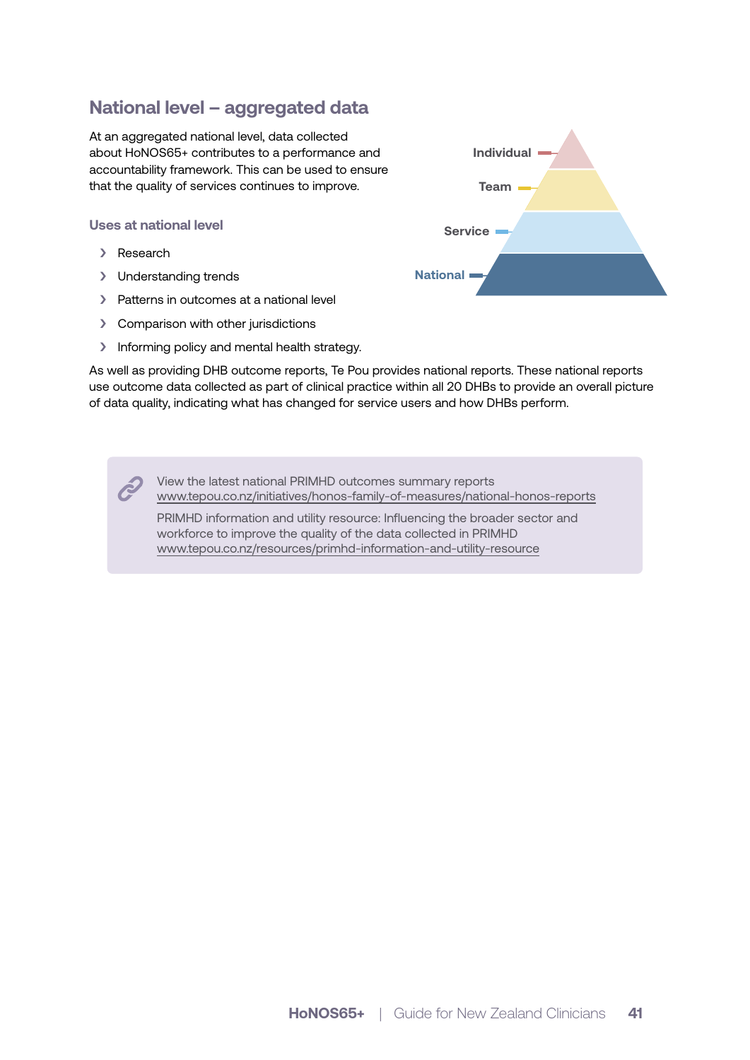## National level – aggregated data

At an aggregated national level, data collected about HoNOS65+ contributes to a performance and accountability framework. This can be used to ensure that the quality of services continues to improve.

Individual

Team

Service

National

### Uses at national level

- Research
- Understanding trends
- Patterns in outcomes at a national level
- Comparison with other jurisdictions
- Informing policy and mental health strategy.

As well as providing DHB outcome reports, Te Pou provides national reports. These national reports use outcome data collected as part of clinical practice within all 20 DHBs to provide an overall picture of data quality, indicating what has changed for service users and how DHBs perform.

View the latest national PRIMHD outcomes summary reports
www.tepou.co.nz/initiatives/honos-family-of-measures/national-honos-reports

PRIMHD information and utility resource: Influencing the broader sector and workforce to improve the quality of the data collected in PRIMHD
www.tepou.co.nz/resources/primhd-information-and-utility-resource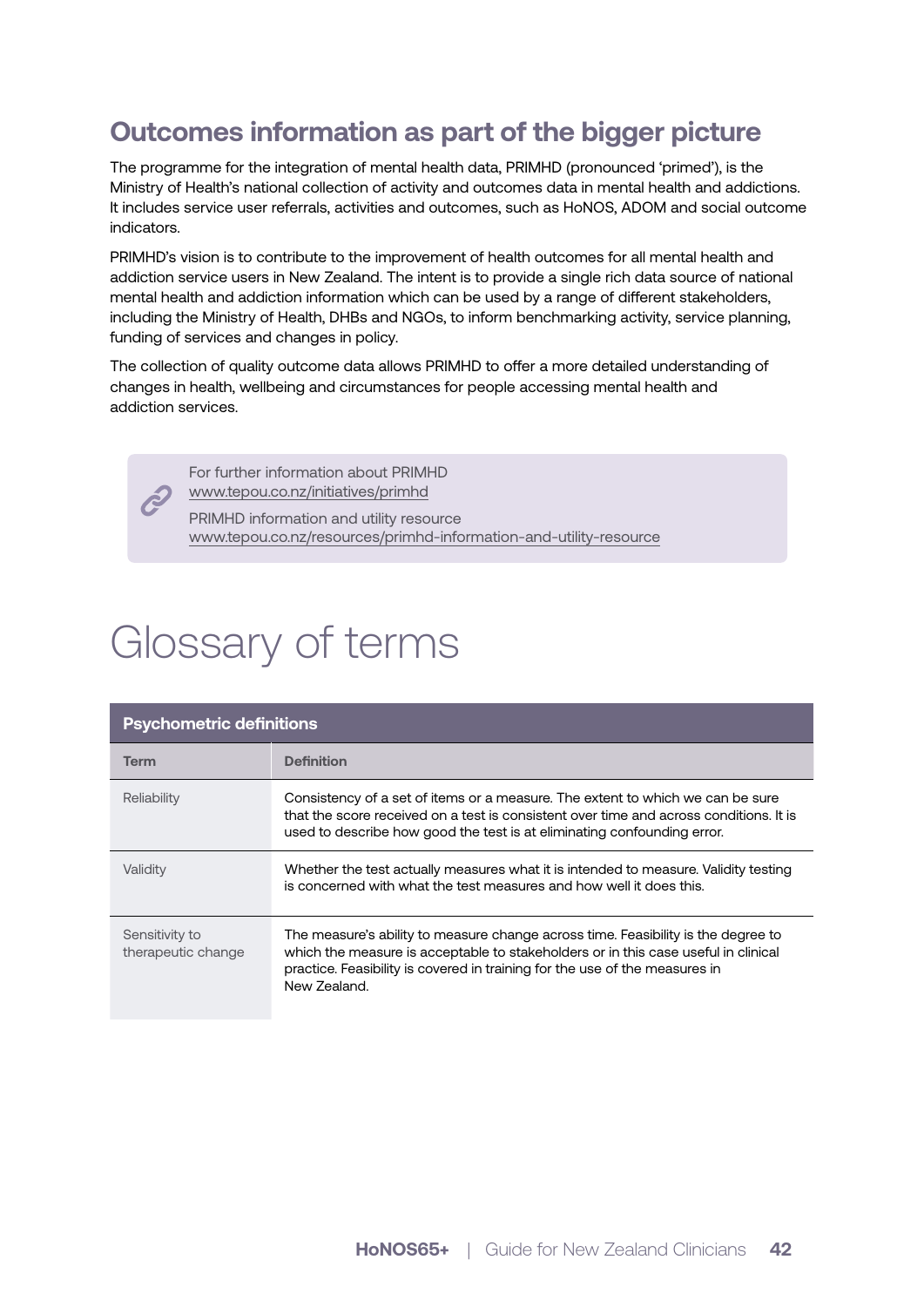## Outcomes information as part of the bigger picture

The programme for the integration of mental health data, PRIMHD (pronounced 'primed'), is the Ministry of Health's national collection of activity and outcomes data in mental health and addictions. It includes service user referrals, activities and outcomes, such as HoNOS, ADOM and social outcome indicators.

PRIMHD's vision is to contribute to the improvement of health outcomes for all mental health and addiction service users in New Zealand. The intent is to provide a single rich data source of national mental health and addiction information which can be used by a range of different stakeholders, including the Ministry of Health, DHBs and NGOs, to inform benchmarking activity, service planning, funding of services and changes in policy.

The collection of quality outcome data allows PRIMHD to offer a more detailed understanding of changes in health, wellbeing and circumstances for people accessing mental health and addiction services.

> For further information about PRIMHD
> www.tepou.co.nz/initiatives/primhd
>
> PRIMHD information and utility resource
> www.tepou.co.nz/resources/primhd-information-and-utility-resource

# Glossary of terms

| Psychometric definitions | |
|---|---|
| **Term** | **Definition** |
| Reliability | Consistency of a set of items or a measure. The extent to which we can be sure that the score received on a test is consistent over time and across conditions. It is used to describe how good the test is at eliminating confounding error. |
| Validity | Whether the test actually measures what it is intended to measure. Validity testing is concerned with what the test measures and how well it does this. |
| Sensitivity to therapeutic change | The measure's ability to measure change across time. Feasibility is the degree to which the measure is acceptable to stakeholders or in this case useful in clinical practice. Feasibility is covered in training for the use of the measures in New Zealand. |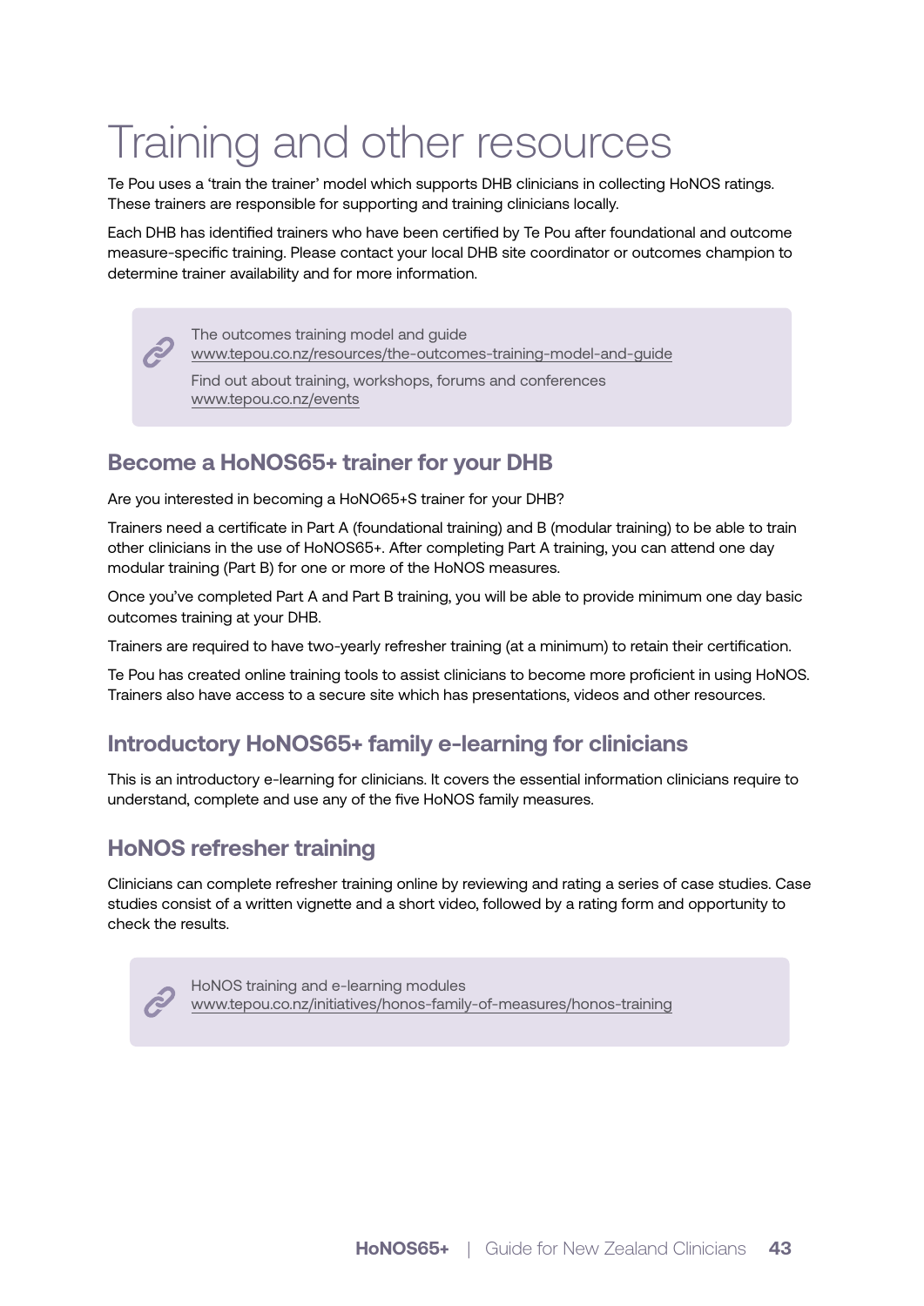# Training and other resources

Te Pou uses a 'train the trainer' model which supports DHB clinicians in collecting HoNOS ratings. These trainers are responsible for supporting and training clinicians locally.

Each DHB has identified trainers who have been certified by Te Pou after foundational and outcome measure-specific training. Please contact your local DHB site coordinator or outcomes champion to determine trainer availability and for more information.

> The outcomes training model and guide
> www.tepou.co.nz/resources/the-outcomes-training-model-and-guide
>
> Find out about training, workshops, forums and conferences
> www.tepou.co.nz/events

## Become a HoNOS65+ trainer for your DHB

Are you interested in becoming a HoNO65+S trainer for your DHB?

Trainers need a certificate in Part A (foundational training) and B (modular training) to be able to train other clinicians in the use of HoNOS65+. After completing Part A training, you can attend one day modular training (Part B) for one or more of the HoNOS measures.

Once you've completed Part A and Part B training, you will be able to provide minimum one day basic outcomes training at your DHB.

Trainers are required to have two-yearly refresher training (at a minimum) to retain their certification.

Te Pou has created online training tools to assist clinicians to become more proficient in using HoNOS. Trainers also have access to a secure site which has presentations, videos and other resources.

## Introductory HoNOS65+ family e-learning for clinicians

This is an introductory e-learning for clinicians. It covers the essential information clinicians require to understand, complete and use any of the five HoNOS family measures.

## HoNOS refresher training

Clinicians can complete refresher training online by reviewing and rating a series of case studies. Case studies consist of a written vignette and a short video, followed by a rating form and opportunity to check the results.

> HoNOS training and e-learning modules
> www.tepou.co.nz/initiatives/honos-family-of-measures/honos-training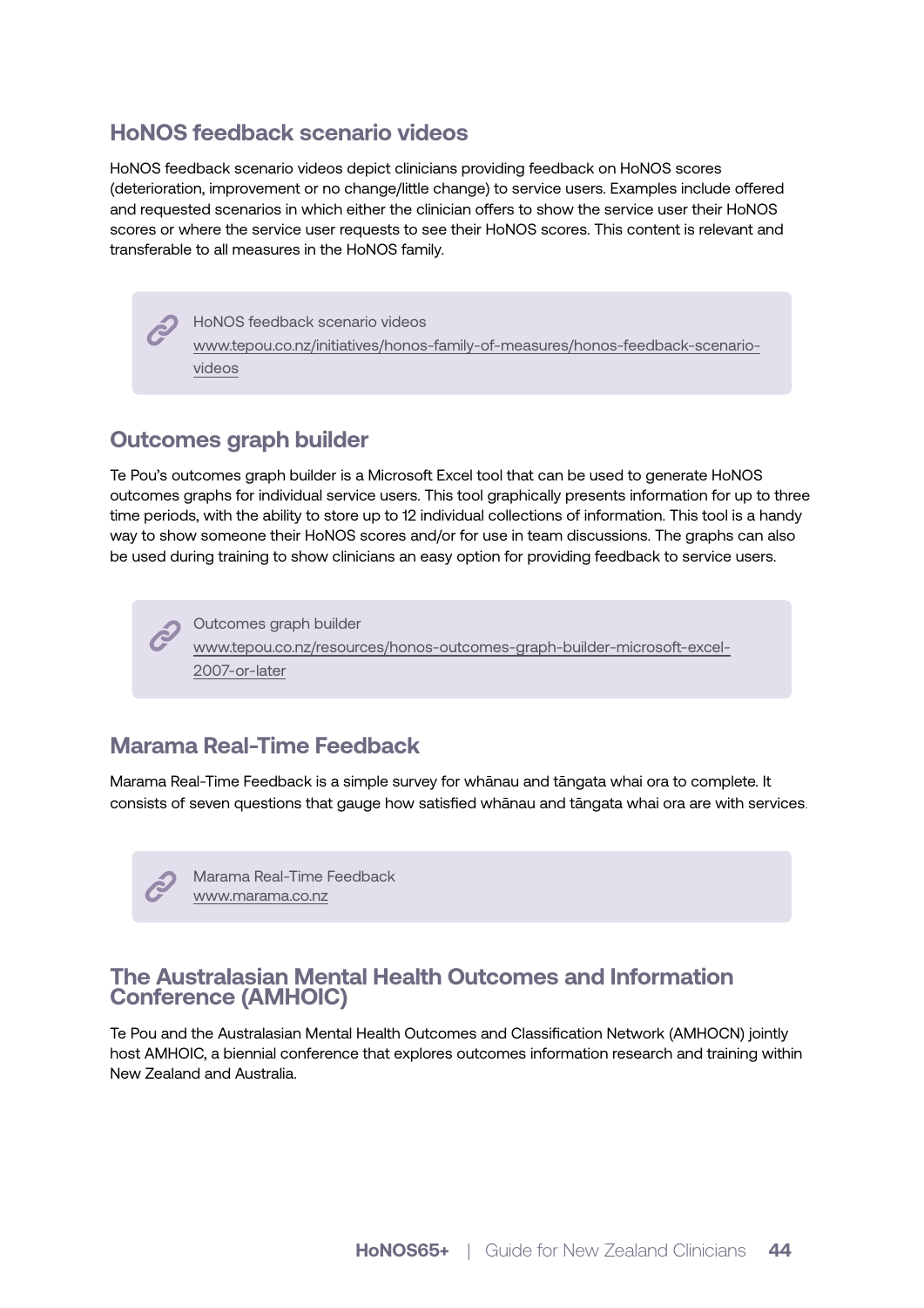## HoNOS feedback scenario videos

HoNOS feedback scenario videos depict clinicians providing feedback on HoNOS scores (deterioration, improvement or no change/little change) to service users. Examples include offered and requested scenarios in which either the clinician offers to show the service user their HoNOS scores or where the service user requests to see their HoNOS scores. This content is relevant and transferable to all measures in the HoNOS family.

> HoNOS feedback scenario videos
> www.tepou.co.nz/initiatives/honos-family-of-measures/honos-feedback-scenario-videos

## Outcomes graph builder

Te Pou's outcomes graph builder is a Microsoft Excel tool that can be used to generate HoNOS outcomes graphs for individual service users. This tool graphically presents information for up to three time periods, with the ability to store up to 12 individual collections of information. This tool is a handy way to show someone their HoNOS scores and/or for use in team discussions. The graphs can also be used during training to show clinicians an easy option for providing feedback to service users.

> Outcomes graph builder
> www.tepou.co.nz/resources/honos-outcomes-graph-builder-microsoft-excel-2007-or-later

## Marama Real-Time Feedback

Marama Real-Time Feedback is a simple survey for whānau and tāngata whai ora to complete. It consists of seven questions that gauge how satisfied whānau and tāngata whai ora are with services.

> Marama Real-Time Feedback
> www.marama.co.nz

## The Australasian Mental Health Outcomes and Information Conference (AMHOIC)

Te Pou and the Australasian Mental Health Outcomes and Classification Network (AMHOCN) jointly host AMHOIC, a biennial conference that explores outcomes information research and training within New Zealand and Australia.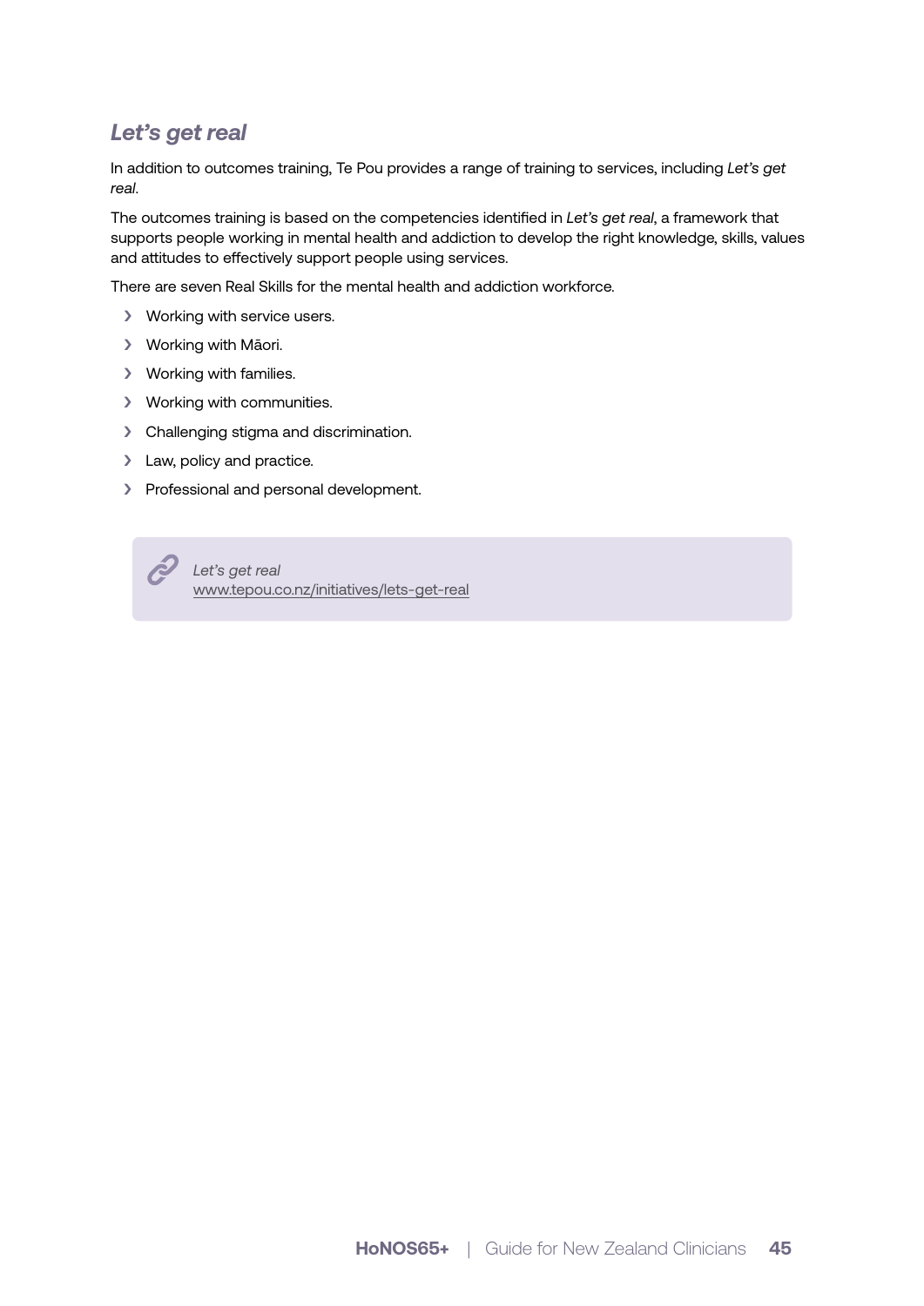## *Let's get real*

In addition to outcomes training, Te Pou provides a range of training to services, including *Let's get real*.

The outcomes training is based on the competencies identified in *Let's get real*, a framework that supports people working in mental health and addiction to develop the right knowledge, skills, values and attitudes to effectively support people using services.

There are seven Real Skills for the mental health and addiction workforce.

- Working with service users.
- Working with Māori.
- Working with families.
- Working with communities.
- Challenging stigma and discrimination.
- Law, policy and practice.
- Professional and personal development.

> *Let's get real*
> www.tepou.co.nz/initiatives/lets-get-real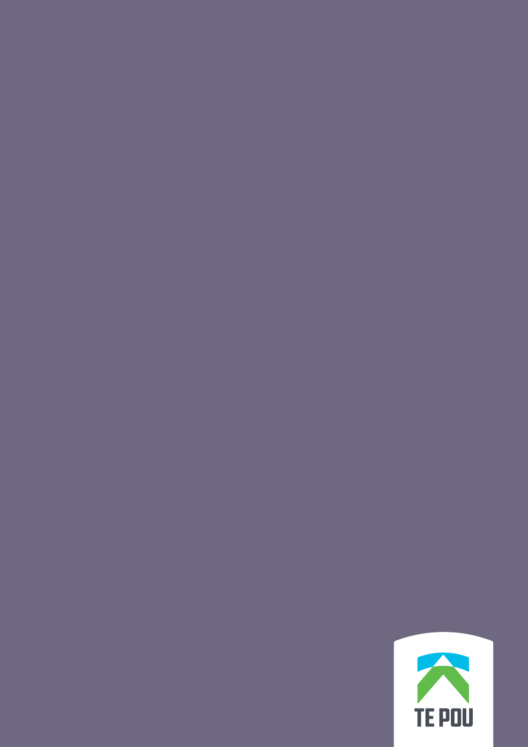TE POU